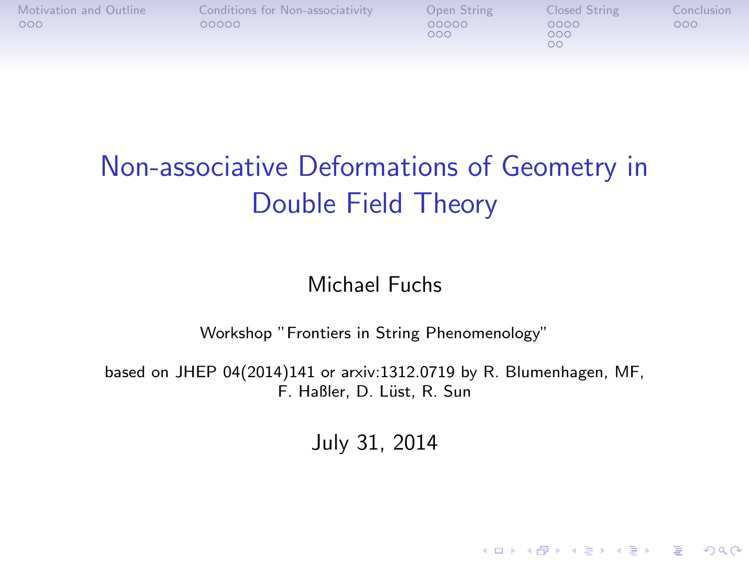# Non-associative Deformations of Geometry in Double Field Theory

Michael Fuchs

Workshop "Frontiers in String Phenomenology"

based on JHEP 04(2014)141 or arxiv:1312.0719 by R. Blumenhagen, MF, F. Haßler, D. Lüst, R. Sun

July 31, 2014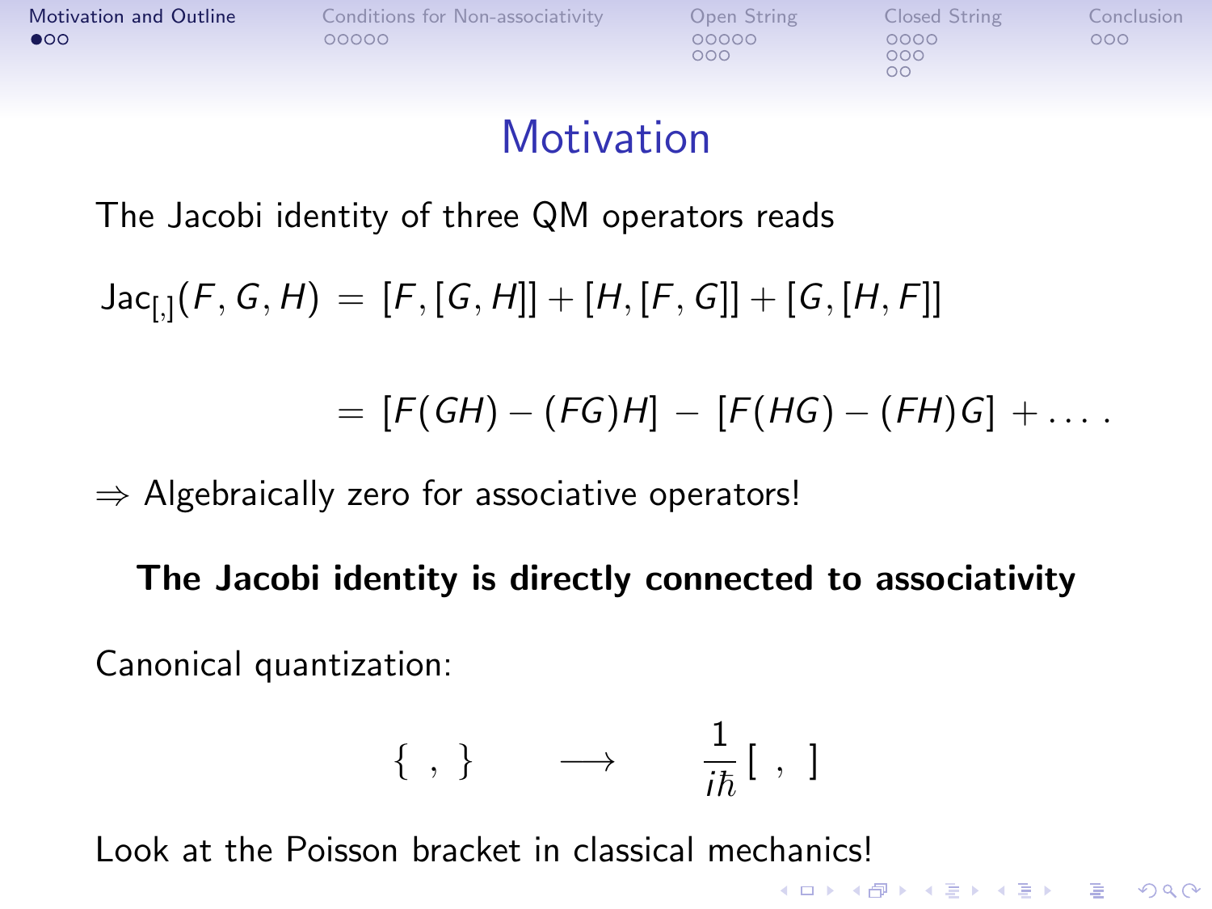# Motivation

The Jacobi identity of three QM operators reads

$$\mathrm{Jac}_{[,]}(F,G,H) \;=\; [F,[G,H]] + [H,[F,G]] + [G,[H,F]]$$

$$= \; [F(GH) - (FG)H] \;-\; [F(HG) - (FH)G] \;+ \ldots .$$

$\Rightarrow$ Algebraically zero for associative operators!

**The Jacobi identity is directly connected to associativity**

Canonical quantization:

$$\{\ ,\ \} \qquad \longrightarrow \qquad \frac{1}{i\hbar}[\ ,\ ]$$

Look at the Poisson bracket in classical mechanics!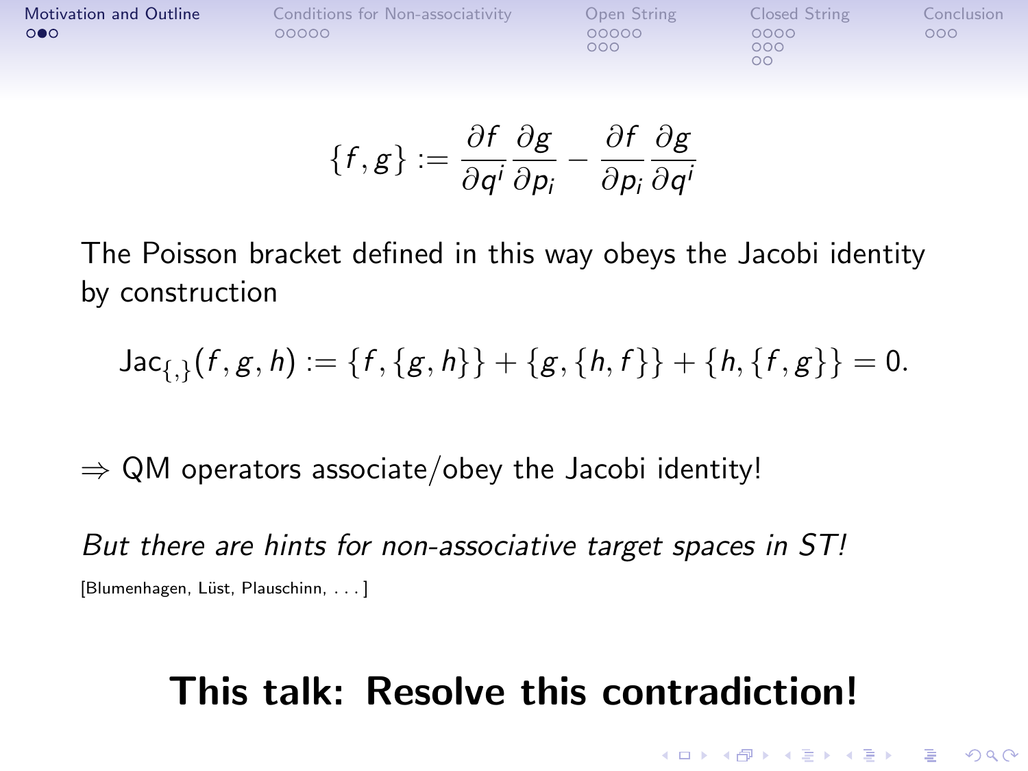$$\{f, g\} := \frac{\partial f}{\partial q^i}\frac{\partial g}{\partial p_i} - \frac{\partial f}{\partial p_i}\frac{\partial g}{\partial q^i}$$

The Poisson bracket defined in this way obeys the Jacobi identity by construction

$$\mathrm{Jac}_{\{,\}}(f, g, h) := \{f, \{g, h\}\} + \{g, \{h, f\}\} + \{h, \{f, g\}\} = 0.$$

$\Rightarrow$ QM operators associate/obey the Jacobi identity!

*But there are hints for non-associative target spaces in ST!*

[Blumenhagen, Lüst, Plauschinn, . . . ]

**This talk: Resolve this contradiction!**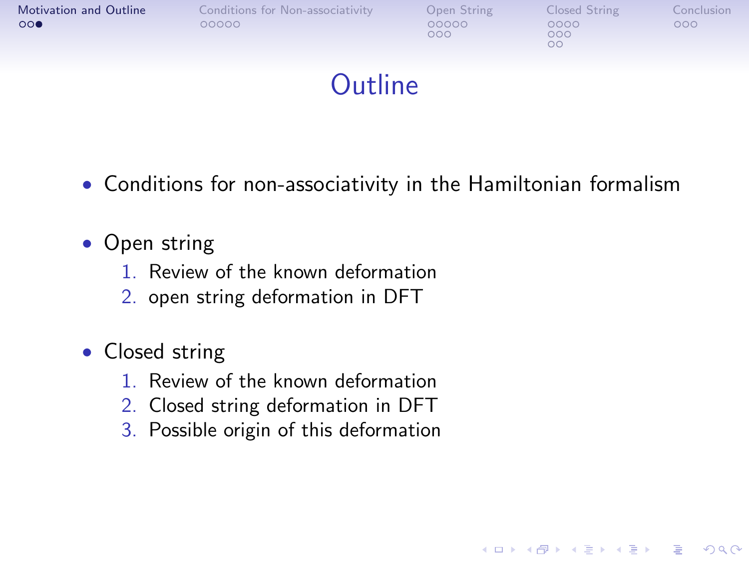# Outline

- Conditions for non-associativity in the Hamiltonian formalism

- Open string
  1. Review of the known deformation
  2. open string deformation in DFT

- Closed string
  1. Review of the known deformation
  2. Closed string deformation in DFT
  3. Possible origin of this deformation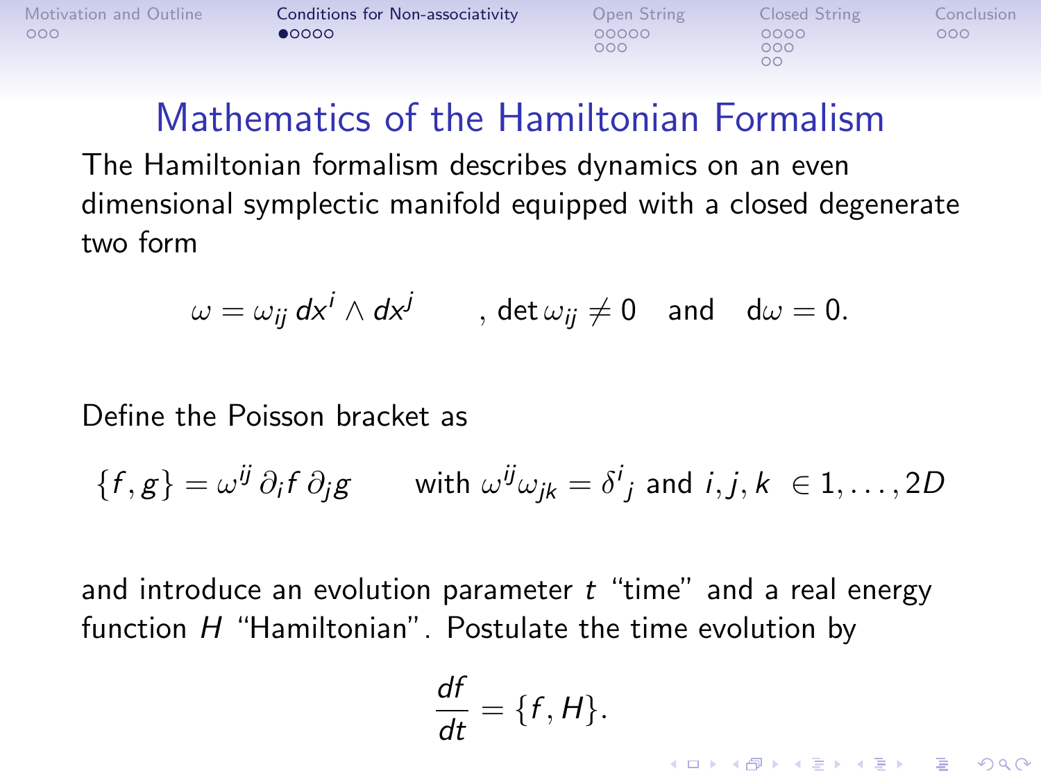# Mathematics of the Hamiltonian Formalism

The Hamiltonian formalism describes dynamics on an even dimensional symplectic manifold equipped with a closed degenerate two form

$$\omega = \omega_{ij}\, dx^i \wedge dx^j \qquad , \det \omega_{ij} \neq 0 \quad \text{and} \quad \mathrm{d}\omega = 0.$$

Define the Poisson bracket as

$$\{f, g\} = \omega^{ij}\, \partial_i f\, \partial_j g \qquad \text{with } \omega^{ij}\omega_{jk} = \delta^i{}_j \text{ and } i, j, k \ \in 1, \ldots, 2D$$

and introduce an evolution parameter $t$ "time" and a real energy function $H$ "Hamiltonian". Postulate the time evolution by

$$\frac{df}{dt} = \{f, H\}.$$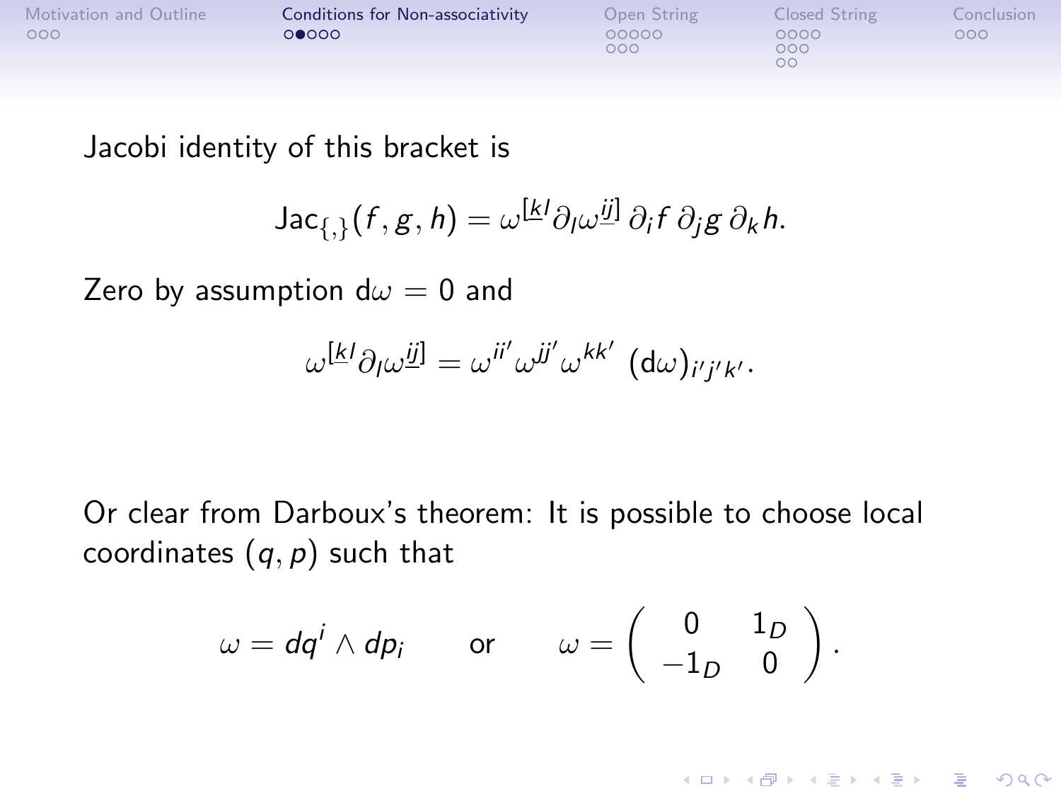Jacobi identity of this bracket is

$$\mathrm{Jac}_{\{,\}}(f,g,h) = \omega^{[\underline{k}l}\partial_l \omega^{\underline{ij}]}\,\partial_i f\,\partial_j g\,\partial_k h.$$

Zero by assumption $\mathrm{d}\omega = 0$ and

$$\omega^{[\underline{k}l}\partial_l \omega^{\underline{ij}]} = \omega^{ii'}\omega^{jj'}\omega^{kk'}\;(\mathrm{d}\omega)_{i'j'k'}.$$

Or clear from Darboux's theorem: It is possible to choose local coordinates $(q,p)$ such that

$$\omega = dq^i \wedge dp_i \qquad \text{or} \qquad \omega = \begin{pmatrix} 0 & 1_D \\ -1_D & 0 \end{pmatrix}.$$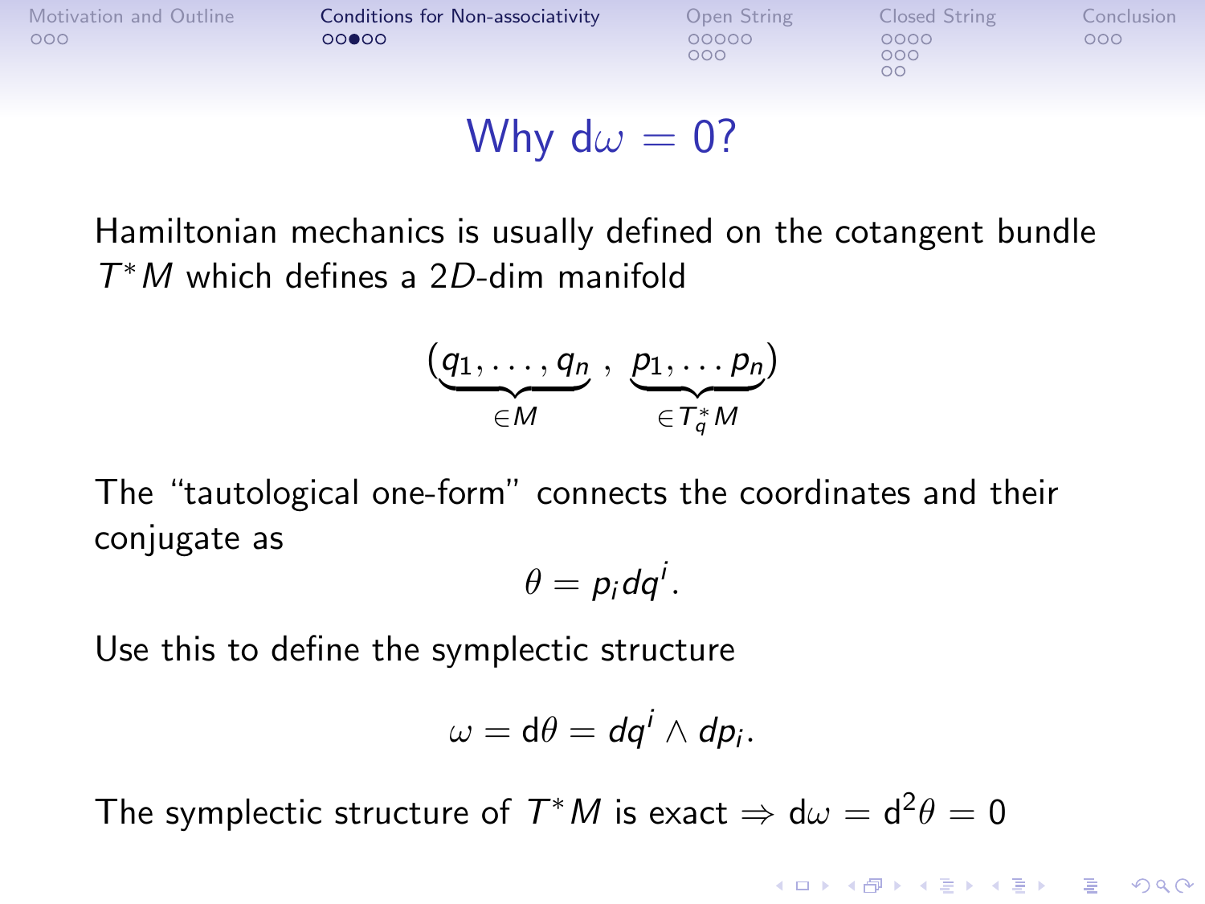# Why $\mathrm{d}\omega = 0$?

Hamiltonian mechanics is usually defined on the cotangent bundle $T^*M$ which defines a $2D$-dim manifold

$$(\underbrace{q_1, \ldots, q_n}_{\in M}, \underbrace{p_1, \ldots p_n}_{\in T^*_q M})$$

The "tautological one-form" connects the coordinates and their conjugate as

$$\theta = p_i dq^i.$$

Use this to define the symplectic structure

$$\omega = \mathrm{d}\theta = dq^i \wedge dp_i.$$

The symplectic structure of $T^*M$ is exact $\Rightarrow \mathrm{d}\omega = \mathrm{d}^2\theta = 0$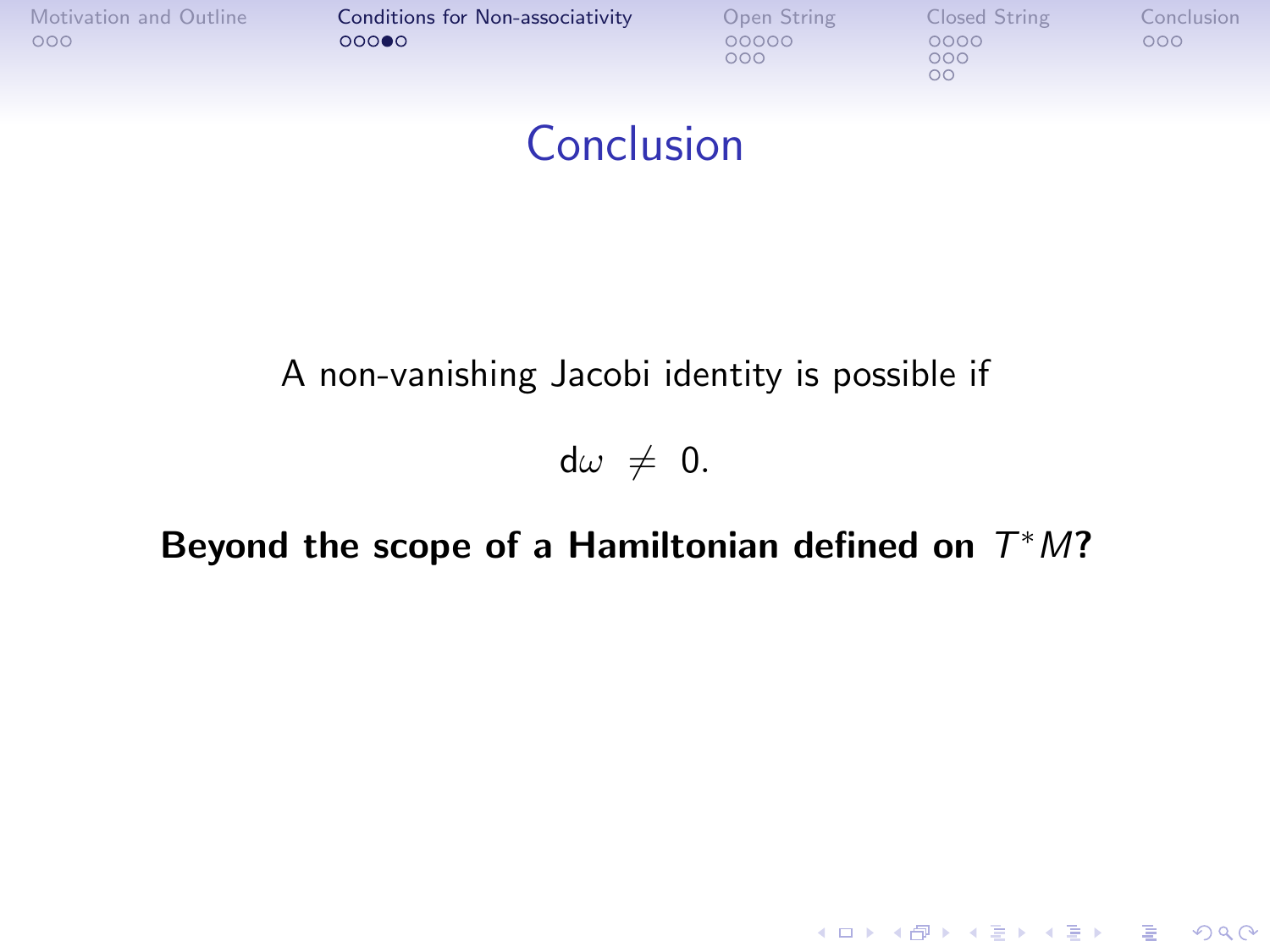## Conclusion

A non-vanishing Jacobi identity is possible if

$$\mathrm{d}\omega \neq 0.$$

**Beyond the scope of a Hamiltonian defined on $T^*M$?**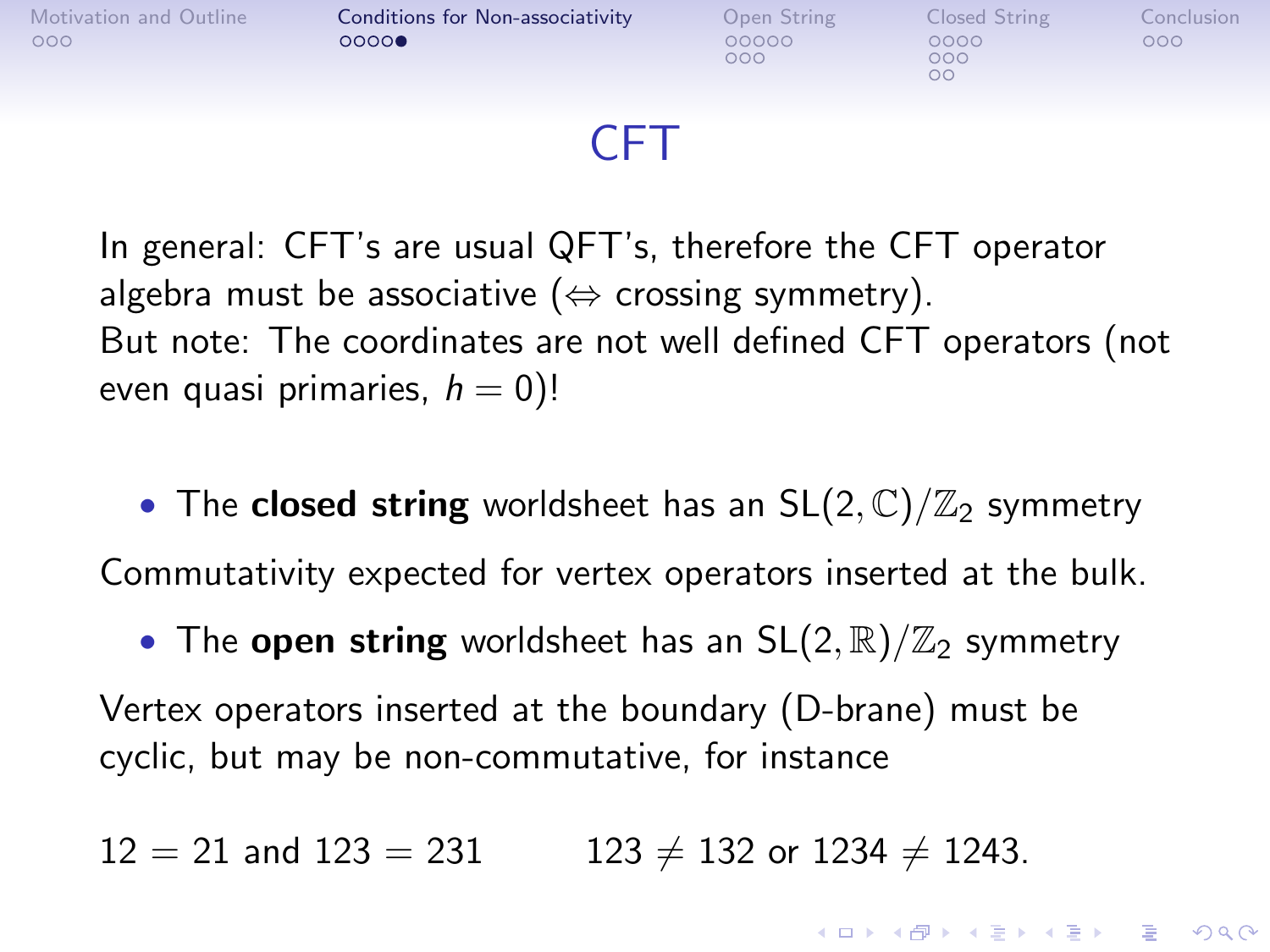# CFT

In general: CFT's are usual QFT's, therefore the CFT operator algebra must be associative ($\Leftrightarrow$ crossing symmetry).
But note: The coordinates are not well defined CFT operators (not even quasi primaries, $h = 0$)!

- The **closed string** worldsheet has an $SL(2, \mathbb{C})/\mathbb{Z}_2$ symmetry

Commutativity expected for vertex operators inserted at the bulk.

- The **open string** worldsheet has an $SL(2, \mathbb{R})/\mathbb{Z}_2$ symmetry

Vertex operators inserted at the boundary (D-brane) must be cyclic, but may be non-commutative, for instance

$12 = 21$ and $123 = 231$ $\qquad$ $123 \neq 132$ or $1234 \neq 1243$.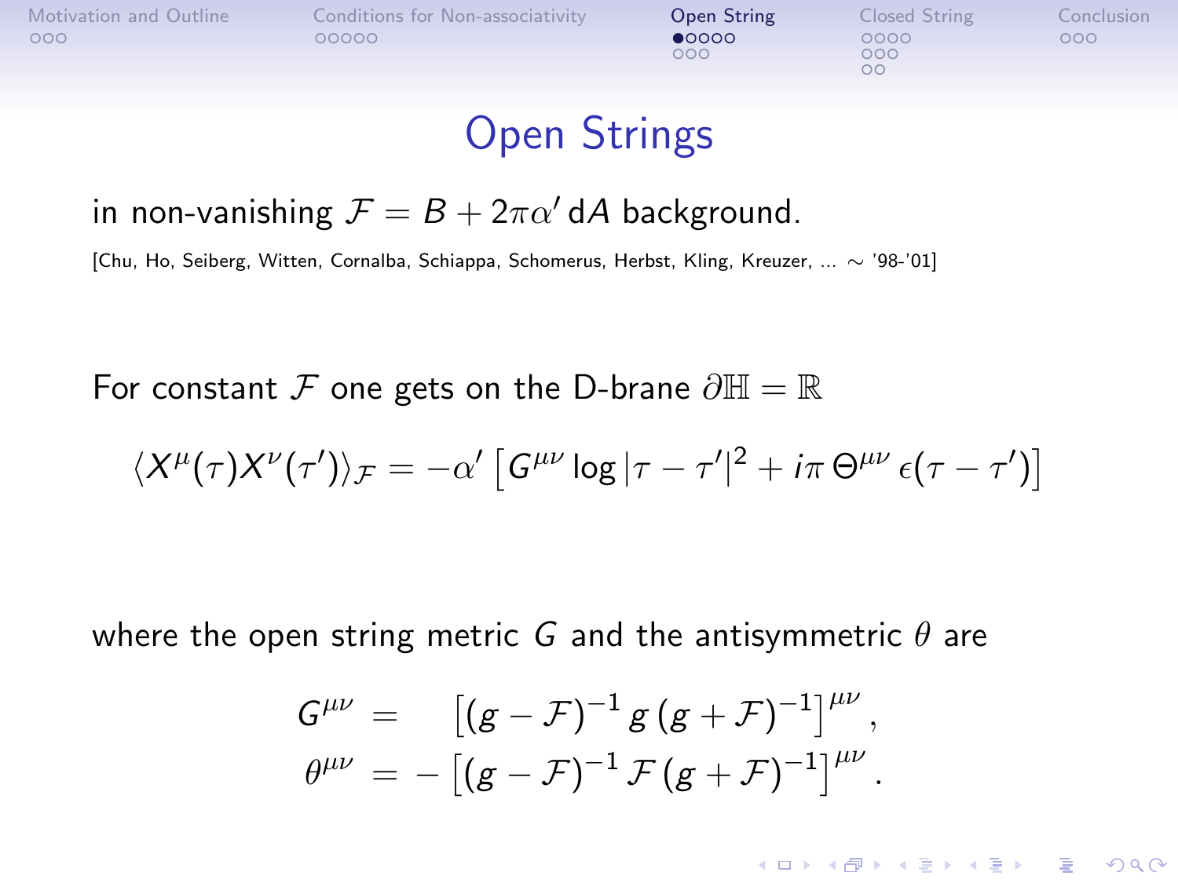# Open Strings

in non-vanishing $\mathcal{F} = B + 2\pi\alpha' \, \mathrm{d}A$ background.

[Chu, Ho, Seiberg, Witten, Cornalba, Schiappa, Schomerus, Herbst, Kling, Kreuzer, ... $\sim$ '98-'01]

For constant $\mathcal{F}$ one gets on the D-brane $\partial\mathbb{H} = \mathbb{R}$

$$\langle X^\mu(\tau) X^\nu(\tau') \rangle_{\mathcal{F}} = -\alpha' \left[ G^{\mu\nu} \log|\tau - \tau'|^2 + i\pi \, \Theta^{\mu\nu} \, \epsilon(\tau - \tau') \right]$$

where the open string metric $G$ and the antisymmetric $\theta$ are

$$\begin{aligned} G^{\mu\nu} &= \quad \left[ (g - \mathcal{F})^{-1} \, g \, (g + \mathcal{F})^{-1} \right]^{\mu\nu}, \\ \theta^{\mu\nu} &= - \left[ (g - \mathcal{F})^{-1} \, \mathcal{F} \, (g + \mathcal{F})^{-1} \right]^{\mu\nu}. \end{aligned}$$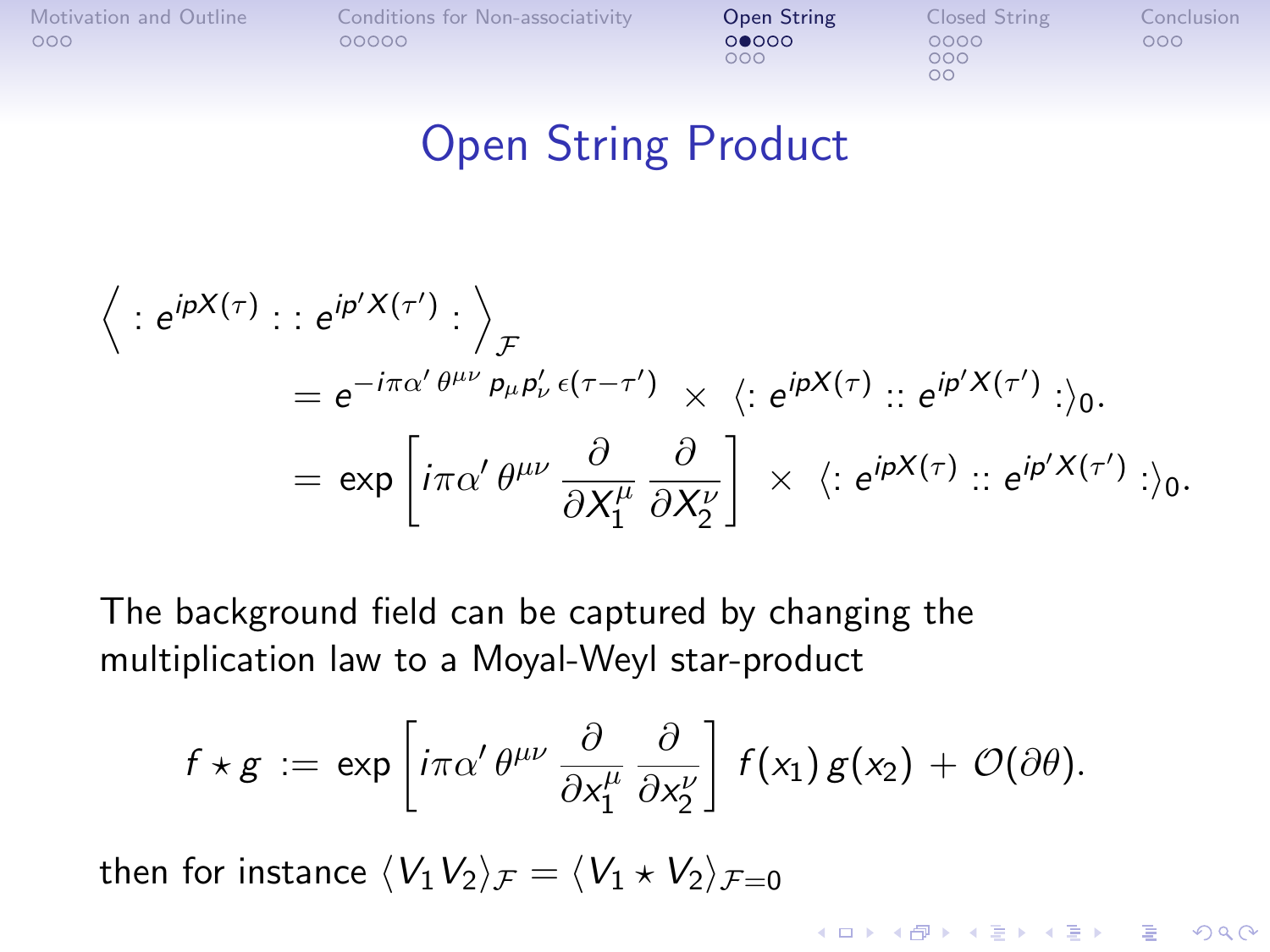# Open String Product

$$
\Big\langle :e^{ipX(\tau)}::e^{ip'X(\tau')}: \Big\rangle_{\mathcal{F}}
$$

$$
= e^{-i\pi\alpha'\,\theta^{\mu\nu}\,p_\mu p'_\nu\,\epsilon(\tau-\tau')} \;\times\; \langle :e^{ipX(\tau)}::e^{ip'X(\tau')}: \rangle_0 .
$$

$$
= \exp\left[ i\pi\alpha'\,\theta^{\mu\nu}\,\frac{\partial}{\partial X_1^\mu}\,\frac{\partial}{\partial X_2^\nu} \right] \;\times\; \langle :e^{ipX(\tau)}::e^{ip'X(\tau')}: \rangle_0 .
$$

The background field can be captured by changing the multiplication law to a Moyal-Weyl star-product

$$
f \star g \;:=\; \exp\left[ i\pi\alpha'\,\theta^{\mu\nu}\,\frac{\partial}{\partial x_1^\mu}\,\frac{\partial}{\partial x_2^\nu} \right] f(x_1)\,g(x_2) \,+\, \mathcal{O}(\partial\theta).
$$

then for instance $\langle V_1 V_2 \rangle_{\mathcal{F}} = \langle V_1 \star V_2 \rangle_{\mathcal{F}=0}$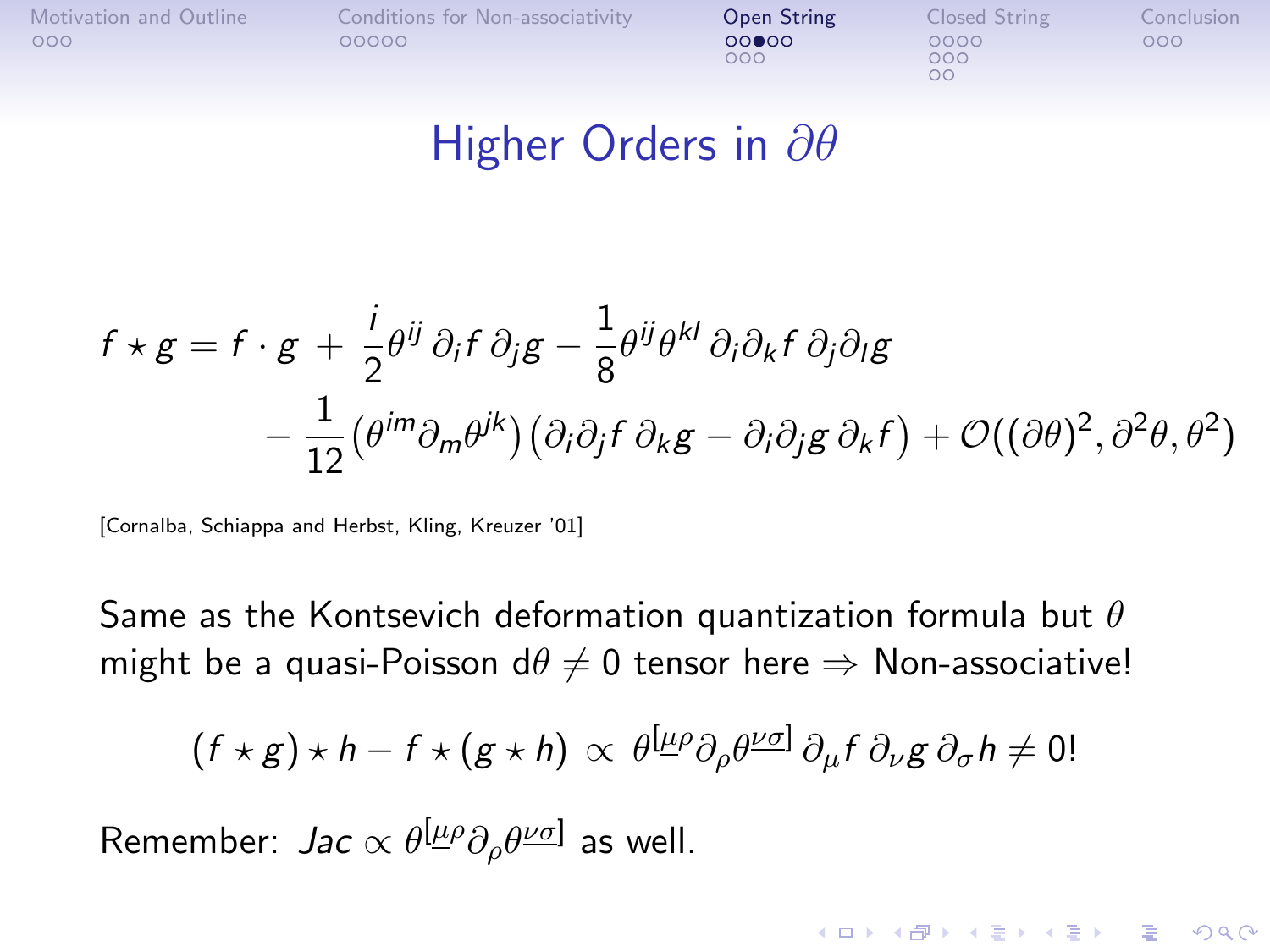# Higher Orders in $\partial\theta$

$$
\begin{aligned}
f \star g = f \cdot g \, + \, \frac{i}{2}\theta^{ij}\,\partial_i f\,\partial_j g - \frac{1}{8}\theta^{ij}\theta^{kl}\,\partial_i\partial_k f\,\partial_j\partial_l g \\
- \frac{1}{12}\left(\theta^{im}\partial_m\theta^{jk}\right)\left(\partial_i\partial_j f\,\partial_k g - \partial_i\partial_j g\,\partial_k f\right) + \mathcal{O}((\partial\theta)^2, \partial^2\theta, \theta^2)
\end{aligned}
$$

[Cornalba, Schiappa and Herbst, Kling, Kreuzer '01]

Same as the Kontsevich deformation quantization formula but $\theta$ might be a quasi-Poisson $\mathrm{d}\theta \neq 0$ tensor here $\Rightarrow$ Non-associative!

$$
(f \star g) \star h - f \star (g \star h) \,\propto\, \theta^{[\underline{\mu}\rho}\partial_\rho\theta^{\underline{\nu\sigma}]}\,\partial_\mu f\,\partial_\nu g\,\partial_\sigma h \neq 0!
$$

Remember: $Jac \propto \theta^{[\underline{\mu}\rho}\partial_\rho\theta^{\underline{\nu\sigma}]}$ as well.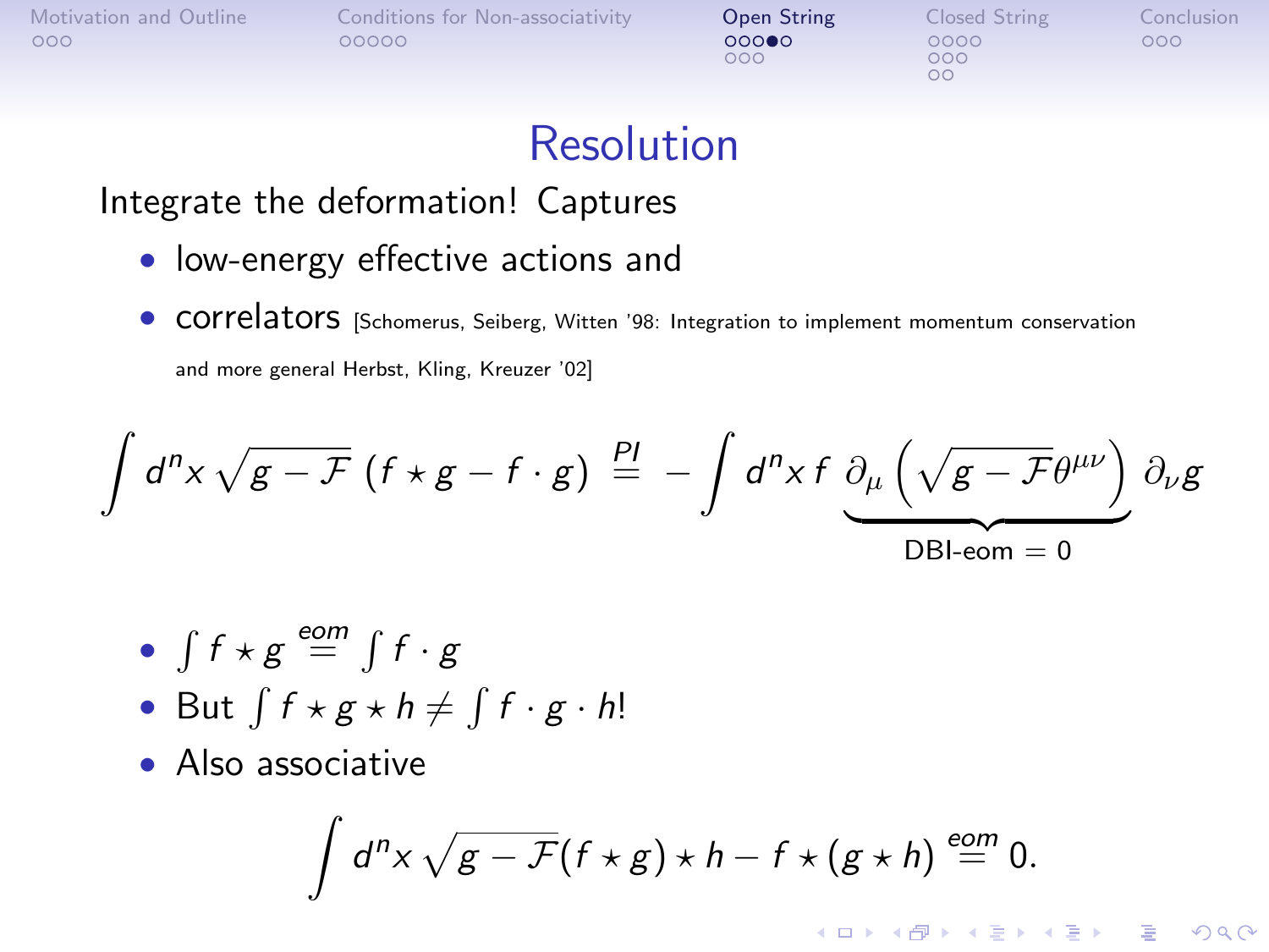# Resolution

Integrate the deformation! Captures

- low-energy effective actions and
- correlators [Schomerus, Seiberg, Witten '98: Integration to implement momentum conservation and more general Herbst, Kling, Kreuzer '02]

$$\int d^n x \sqrt{g - \mathcal{F}} \, (f \star g - f \cdot g) \overset{PI}{=} - \int d^n x \, f \, \underbrace{\partial_\mu \left( \sqrt{g - \mathcal{F}} \theta^{\mu\nu} \right)}_{\text{DBI-eom } = \, 0} \partial_\nu g$$

- $\int f \star g \overset{eom}{=} \int f \cdot g$
- But $\int f \star g \star h \neq \int f \cdot g \cdot h$!
- Also associative

$$\int d^n x \sqrt{g - \mathcal{F}} (f \star g) \star h - f \star (g \star h) \overset{eom}{=} 0.$$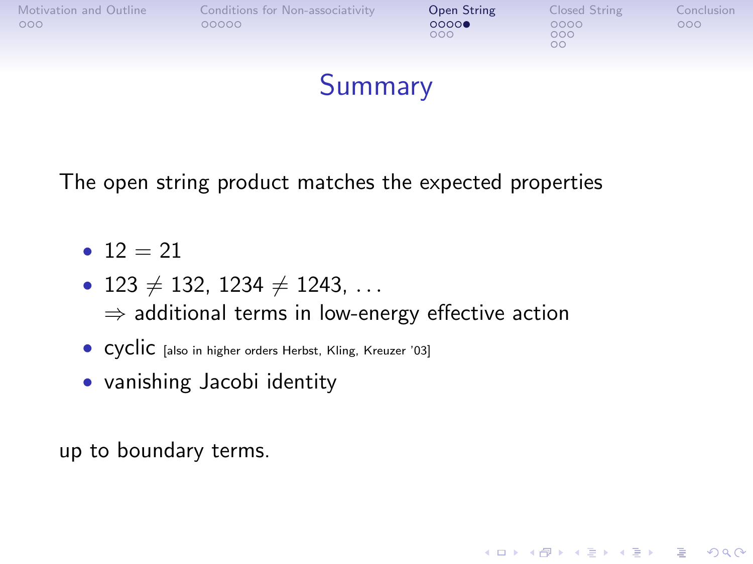# Summary

The open string product matches the expected properties

- $12 = 21$
- $123 \neq 132$, $1234 \neq 1243$, $\ldots$
  $\Rightarrow$ additional terms in low-energy effective action
- cyclic [also in higher orders Herbst, Kling, Kreuzer '03]
- vanishing Jacobi identity

up to boundary terms.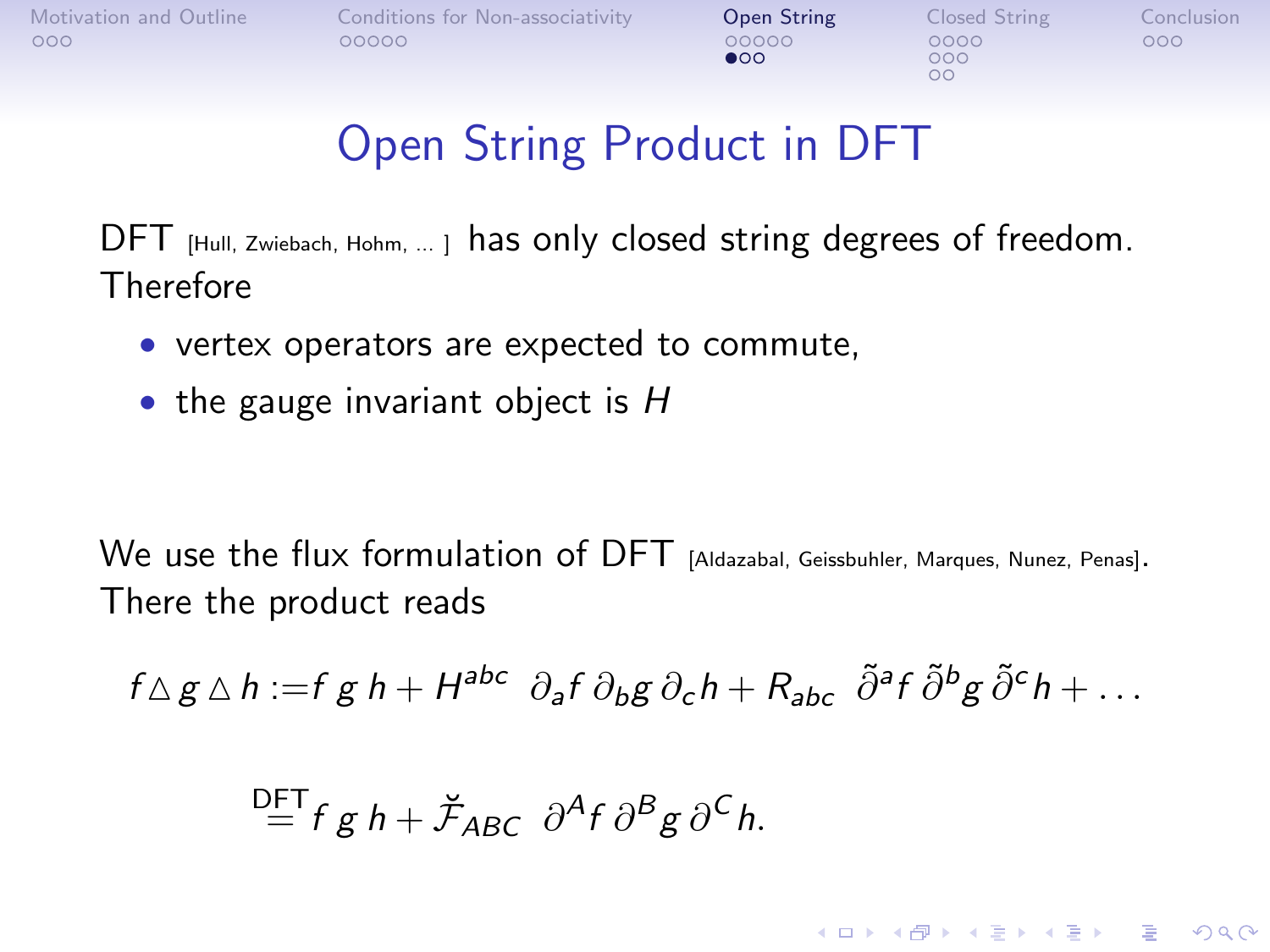# Open String Product in DFT

DFT [Hull, Zwiebach, Hohm, ... ] has only closed string degrees of freedom. Therefore

- vertex operators are expected to commute,
- the gauge invariant object is $H$

We use the flux formulation of DFT [Aldazabal, Geissbuhler, Marques, Nunez, Penas]. There the product reads

$$f \vartriangle g \vartriangle h := f\, g\, h + H^{abc}\;\; \partial_a f\, \partial_b g\, \partial_c h + R_{abc}\;\; \tilde{\partial}^a f\, \tilde{\partial}^b g\, \tilde{\partial}^c h + \ldots$$

$$\overset{\text{DFT}}{=} f\, g\, h + \breve{\mathcal{F}}_{ABC}\;\; \partial^A f\, \partial^B g\, \partial^C h.$$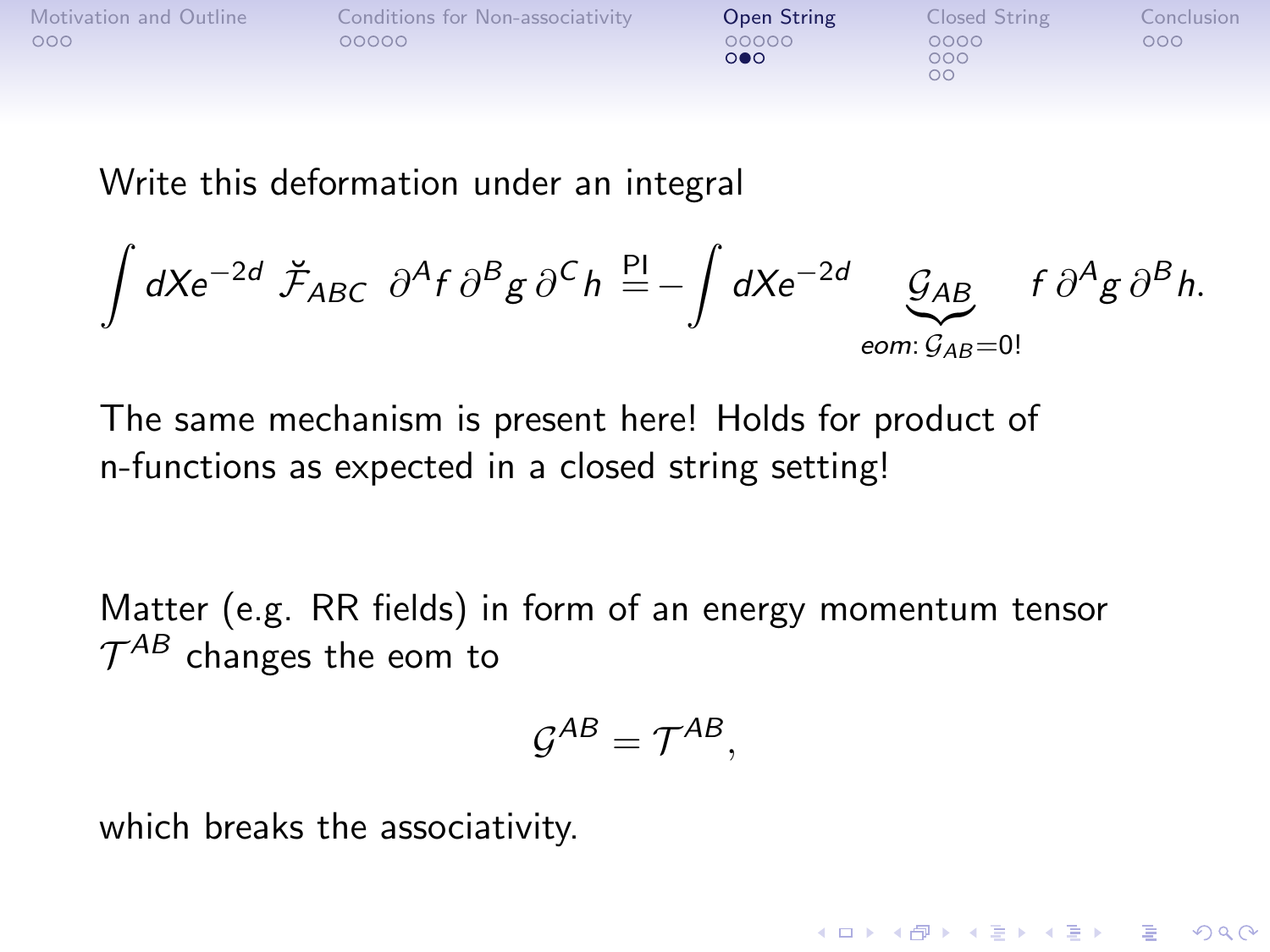Write this deformation under an integral

$$\int dX e^{-2d}\ \breve{\mathcal{F}}_{ABC}\ \partial^A f\, \partial^B g\, \partial^C h \stackrel{\text{PI}}{=} -\int dX e^{-2d} \underbrace{\mathcal{G}_{AB}}_{eom:\, \mathcal{G}_{AB}=0!} f\, \partial^A g\, \partial^B h.$$

The same mechanism is present here! Holds for product of n-functions as expected in a closed string setting!

Matter (e.g. RR fields) in form of an energy momentum tensor $\mathcal{T}^{AB}$ changes the eom to

$$\mathcal{G}^{AB} = \mathcal{T}^{AB},$$

which breaks the associativity.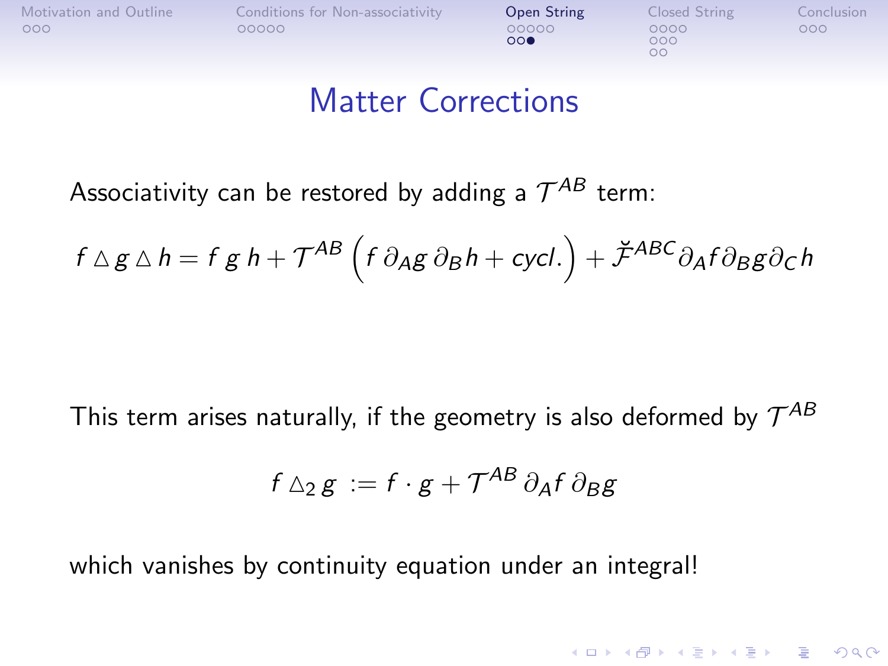# Matter Corrections

Associativity can be restored by adding a $\mathcal{T}^{AB}$ term:

$$f \triangle g \triangle h = f\, g\, h + \mathcal{T}^{AB} \Big( f\, \partial_A g\, \partial_B h + cycl. \Big) + \check{\mathcal{F}}^{ABC} \partial_A f \partial_B g \partial_C h$$

This term arises naturally, if the geometry is also deformed by $\mathcal{T}^{AB}$

$$f \triangle_2 g := f \cdot g + \mathcal{T}^{AB}\, \partial_A f\, \partial_B g$$

which vanishes by continuity equation under an integral!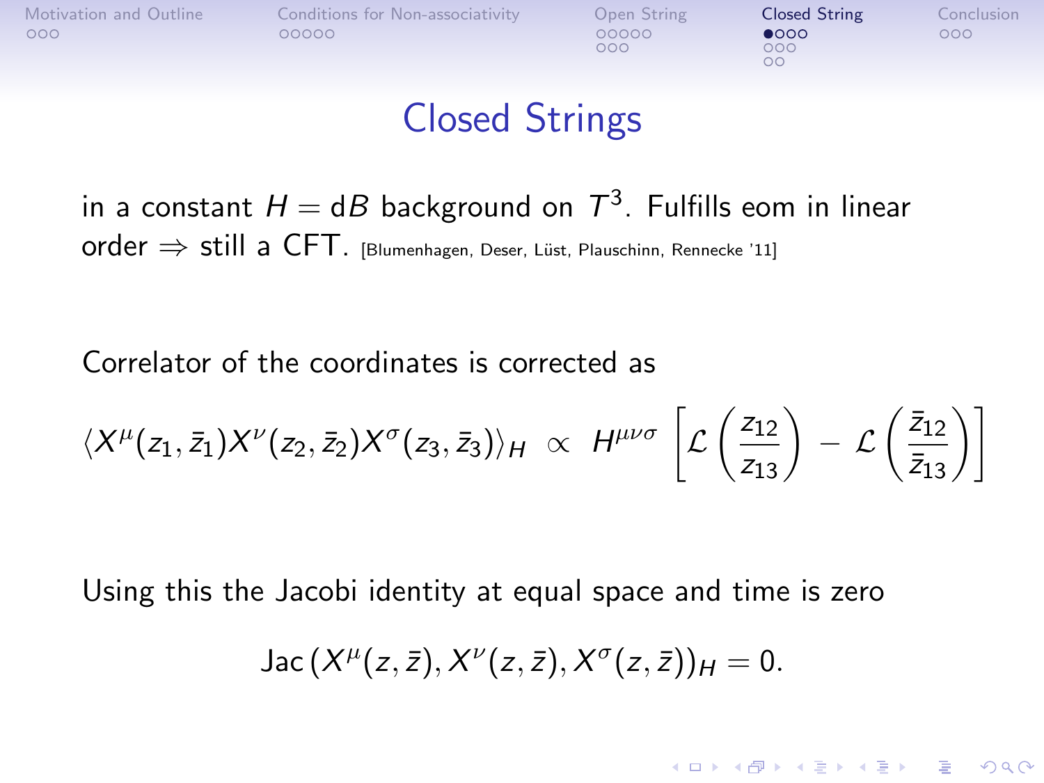# Closed Strings

in a constant $H = \mathrm{d}B$ background on $T^3$. Fulfills eom in linear order $\Rightarrow$ still a CFT. [Blumenhagen, Deser, Lüst, Plauschinn, Rennecke '11]

Correlator of the coordinates is corrected as

$$\langle X^\mu(z_1,\bar{z}_1) X^\nu(z_2,\bar{z}_2) X^\sigma(z_3,\bar{z}_3)\rangle_H \;\propto\; H^{\mu\nu\sigma} \left[ \mathcal{L}\left(\frac{z_{12}}{z_{13}}\right) - \mathcal{L}\left(\frac{\bar{z}_{12}}{\bar{z}_{13}}\right) \right]$$

Using this the Jacobi identity at equal space and time is zero

$$\mathrm{Jac}\left(X^\mu(z,\bar{z}), X^\nu(z,\bar{z}), X^\sigma(z,\bar{z})\right)_H = 0.$$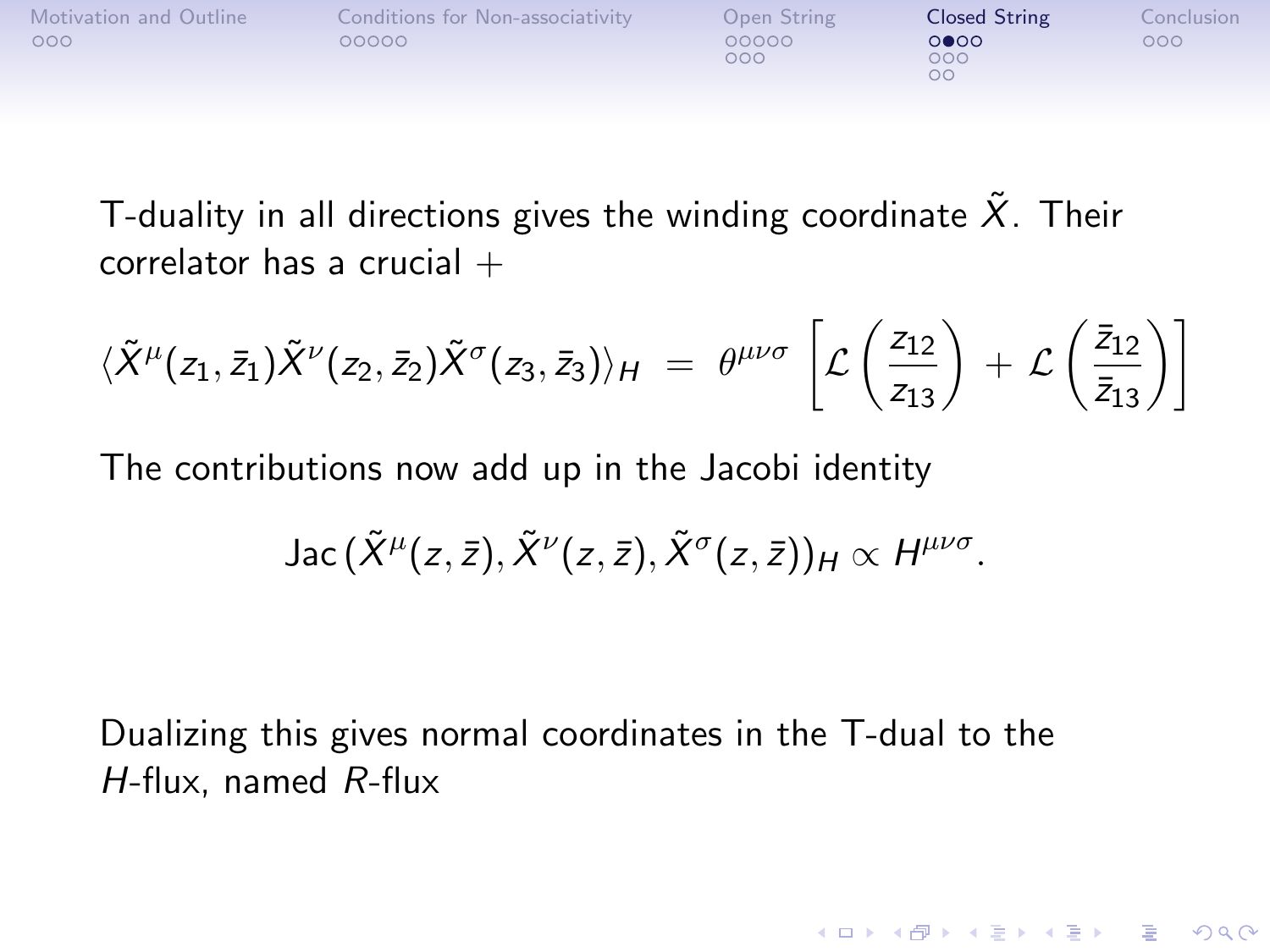T-duality in all directions gives the winding coordinate $\tilde{X}$. Their correlator has a crucial $+$

$$\langle \tilde{X}^{\mu}(z_1,\bar{z}_1)\tilde{X}^{\nu}(z_2,\bar{z}_2)\tilde{X}^{\sigma}(z_3,\bar{z}_3)\rangle_H \;=\; \theta^{\mu\nu\sigma}\left[\mathcal{L}\left(\frac{z_{12}}{z_{13}}\right)+\mathcal{L}\left(\frac{\bar{z}_{12}}{\bar{z}_{13}}\right)\right]$$

The contributions now add up in the Jacobi identity

$$\mathrm{Jac}\,(\tilde{X}^{\mu}(z,\bar{z}),\tilde{X}^{\nu}(z,\bar{z}),\tilde{X}^{\sigma}(z,\bar{z}))_H \propto H^{\mu\nu\sigma}.$$

Dualizing this gives normal coordinates in the T-dual to the $H$-flux, named $R$-flux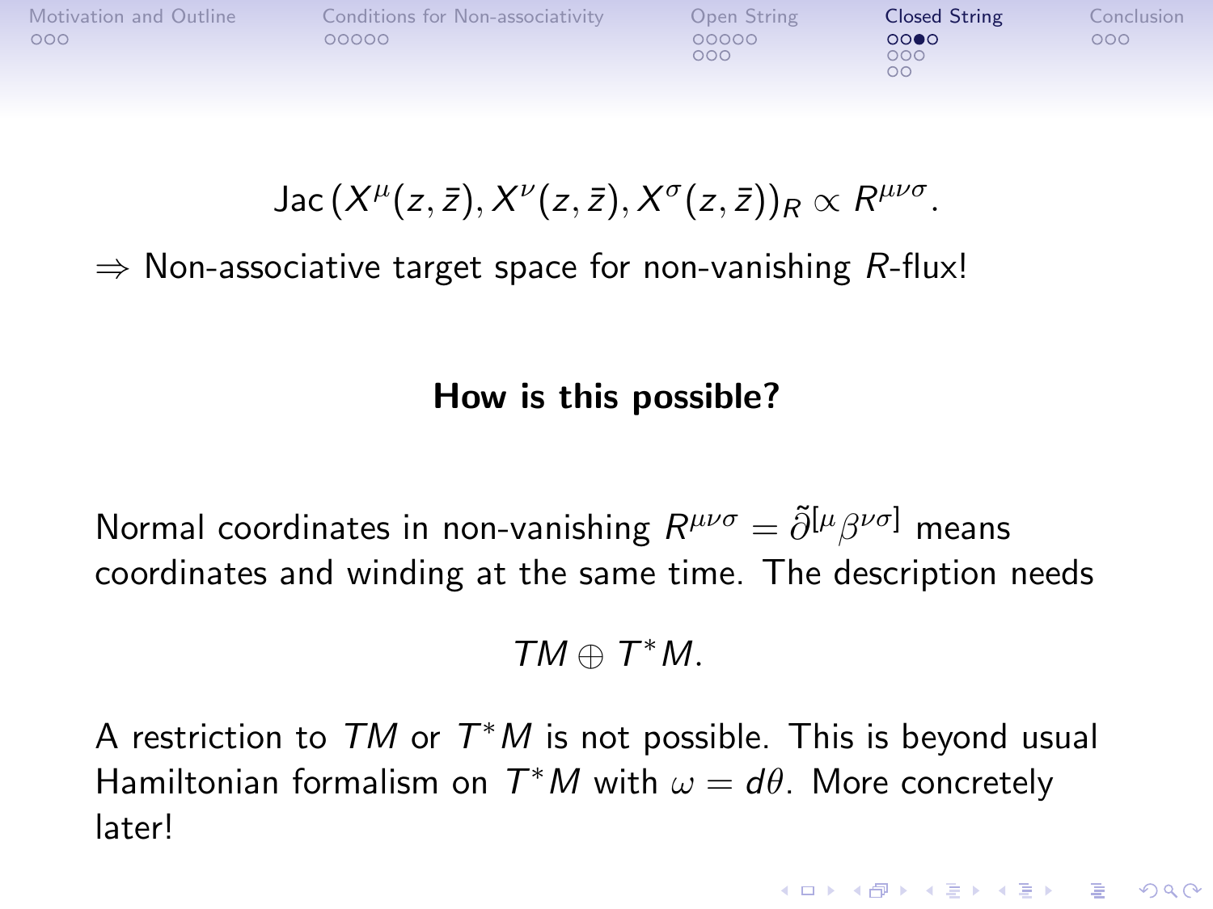$$\mathrm{Jac}\left(X^{\mu}(z,\bar{z}), X^{\nu}(z,\bar{z}), X^{\sigma}(z,\bar{z})\right)_R \propto R^{\mu\nu\sigma}.$$

$\Rightarrow$ Non-associative target space for non-vanishing $R$-flux!

**How is this possible?**

Normal coordinates in non-vanishing $R^{\mu\nu\sigma} = \tilde{\partial}^{[\mu}\beta^{\nu\sigma]}$ means coordinates and winding at the same time. The description needs

$$TM \oplus T^*M.$$

A restriction to $TM$ or $T^*M$ is not possible. This is beyond usual Hamiltonian formalism on $T^*M$ with $\omega = d\theta$. More concretely later!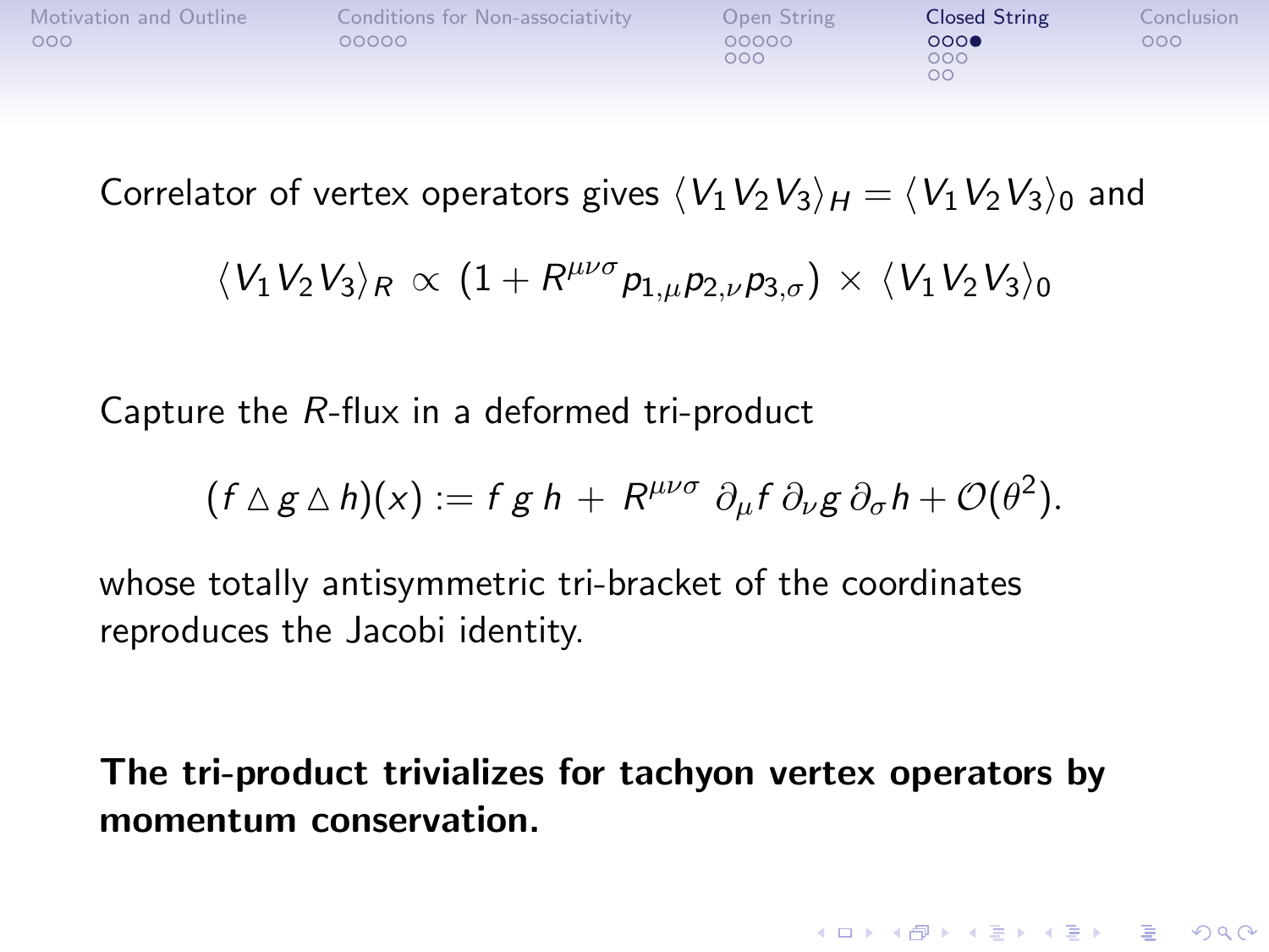Correlator of vertex operators gives $\langle V_1 V_2 V_3 \rangle_H = \langle V_1 V_2 V_3 \rangle_0$ and

$$\langle V_1 V_2 V_3 \rangle_R \propto \left(1 + R^{\mu\nu\sigma} p_{1,\mu} p_{2,\nu} p_{3,\sigma}\right) \times \langle V_1 V_2 V_3 \rangle_0$$

Capture the $R$-flux in a deformed tri-product

$$(f \vartriangle g \vartriangle h)(x) := f\, g\, h + R^{\mu\nu\sigma}\, \partial_\mu f\, \partial_\nu g\, \partial_\sigma h + \mathcal{O}(\theta^2).$$

whose totally antisymmetric tri-bracket of the coordinates reproduces the Jacobi identity.

**The tri-product trivializes for tachyon vertex operators by momentum conservation.**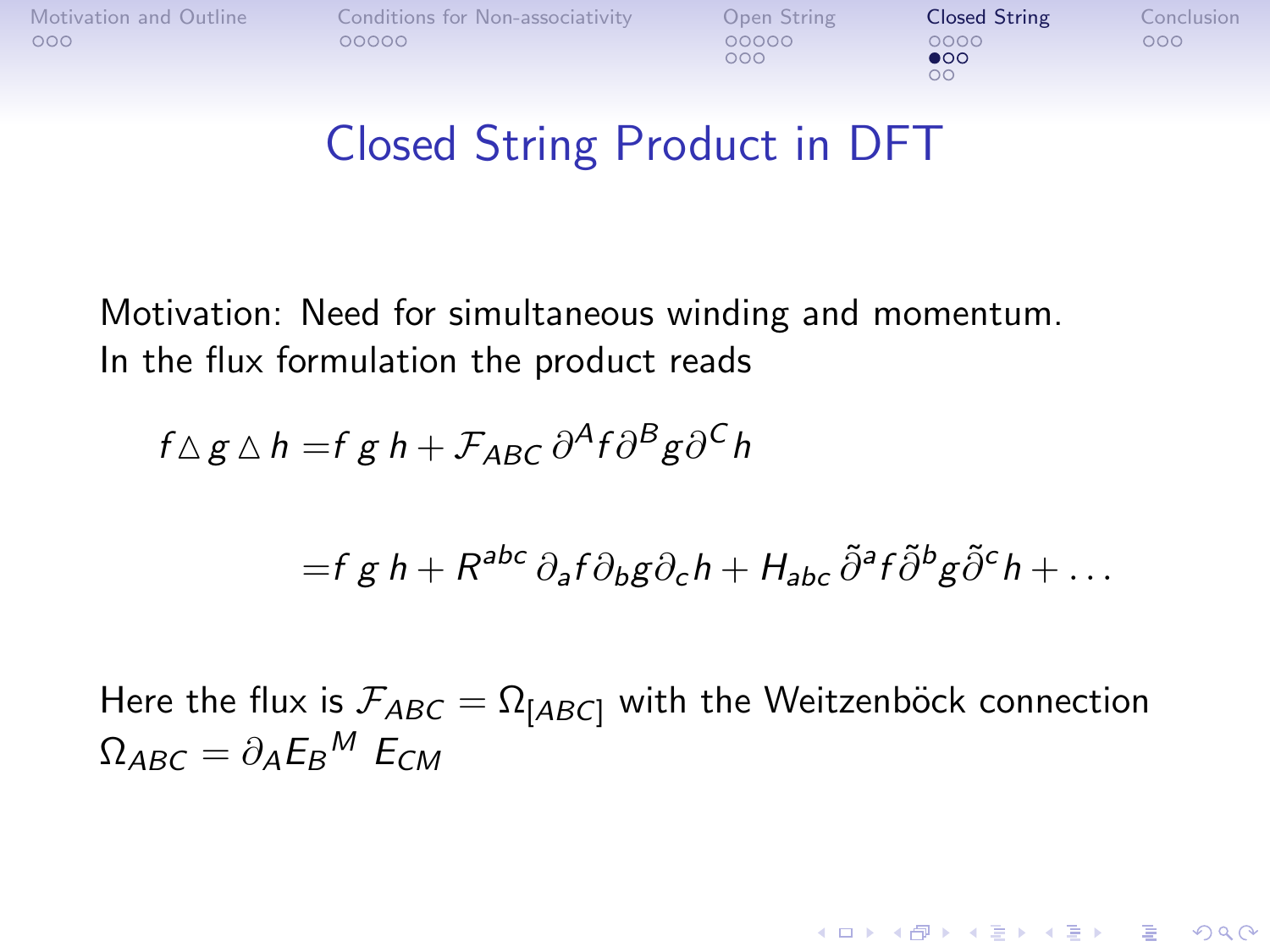# Closed String Product in DFT

Motivation: Need for simultaneous winding and momentum.
In the flux formulation the product reads

$$f \triangle g \triangle h = f\, g\, h + \mathcal{F}_{ABC}\, \partial^A f \partial^B g \partial^C h$$

$$= f\, g\, h + R^{abc}\, \partial_a f \partial_b g \partial_c h + H_{abc}\, \tilde{\partial}^a f \tilde{\partial}^b g \tilde{\partial}^c h + \ldots$$

Here the flux is $\mathcal{F}_{ABC} = \Omega_{[ABC]}$ with the Weitzenböck connection $\Omega_{ABC} = \partial_A E_B{}^M\, E_{CM}$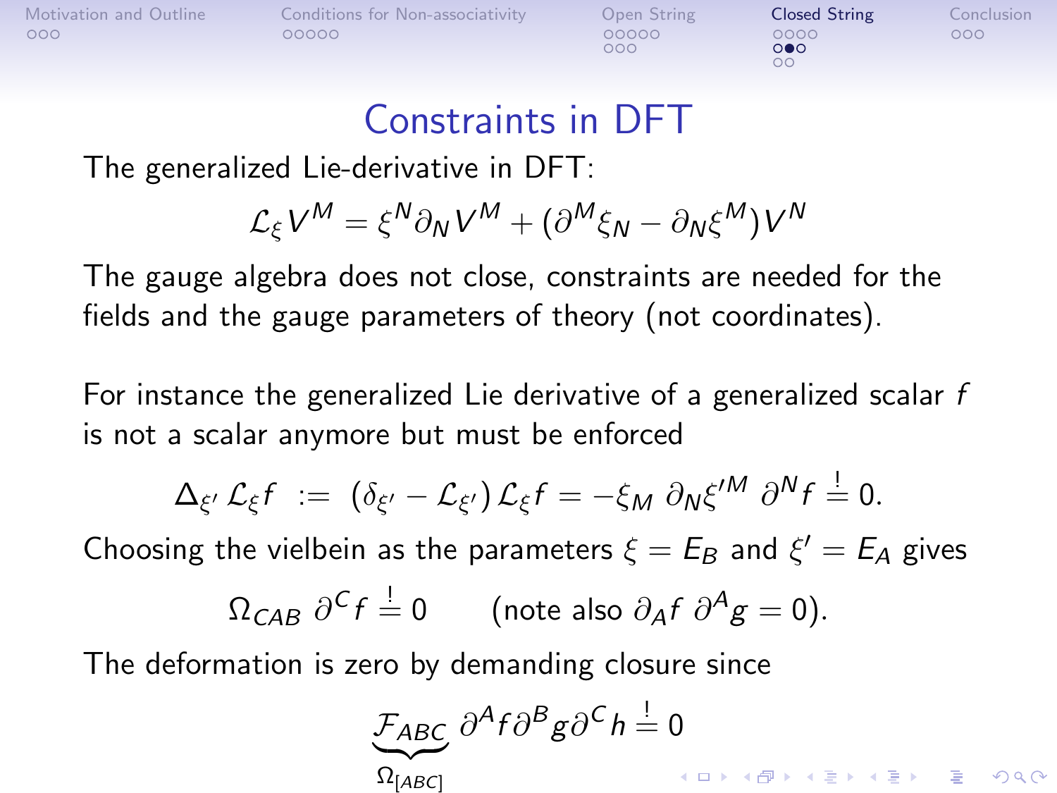# Constraints in DFT

The generalized Lie-derivative in DFT:

$$\mathcal{L}_\xi V^M = \xi^N \partial_N V^M + (\partial^M \xi_N - \partial_N \xi^M) V^N$$

The gauge algebra does not close, constraints are needed for the fields and the gauge parameters of theory (not coordinates).

For instance the generalized Lie derivative of a generalized scalar $f$ is not a scalar anymore but must be enforced

$$\Delta_{\xi'} \mathcal{L}_\xi f \;:=\; (\delta_{\xi'} - \mathcal{L}_{\xi'})\, \mathcal{L}_\xi f = -\xi_M \; \partial_N \xi'^M \; \partial^N f \stackrel{!}{=} 0.$$

Choosing the vielbein as the parameters $\xi = E_B$ and $\xi' = E_A$ gives

$$\Omega_{CAB} \; \partial^C f \stackrel{!}{=} 0 \qquad \text{(note also } \partial_A f \; \partial^A g = 0\text{)}.$$

The deformation is zero by demanding closure since

$$\underbrace{\mathcal{F}_{ABC}}_{\Omega_{[ABC]}} \partial^A f \partial^B g \partial^C h \stackrel{!}{=} 0$$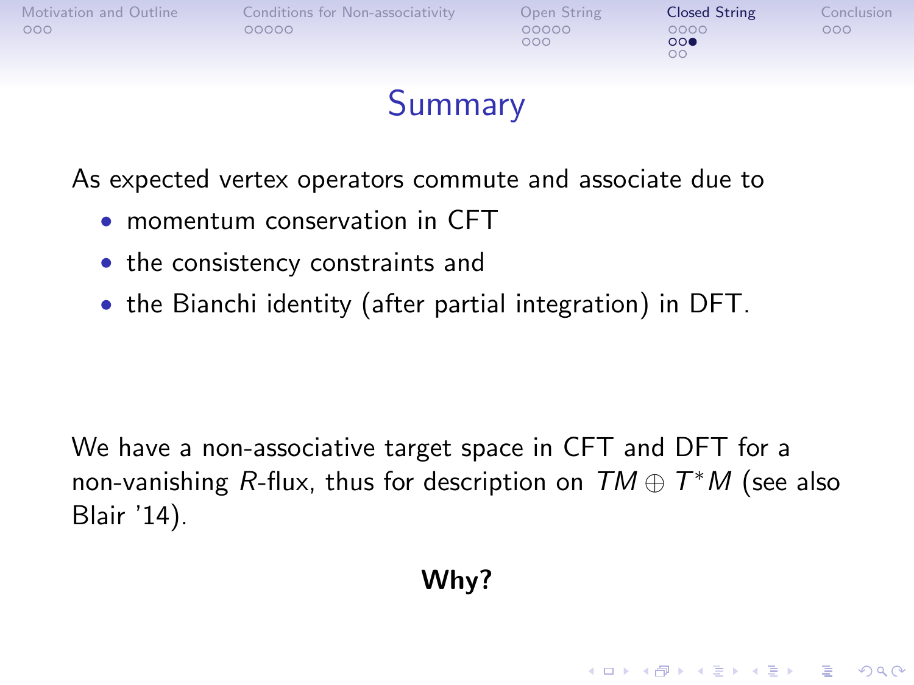# Summary

As expected vertex operators commute and associate due to

- momentum conservation in CFT
- the consistency constraints and
- the Bianchi identity (after partial integration) in DFT.

We have a non-associative target space in CFT and DFT for a non-vanishing $R$-flux, thus for description on $TM \oplus T^*M$ (see also Blair '14).

**Why?**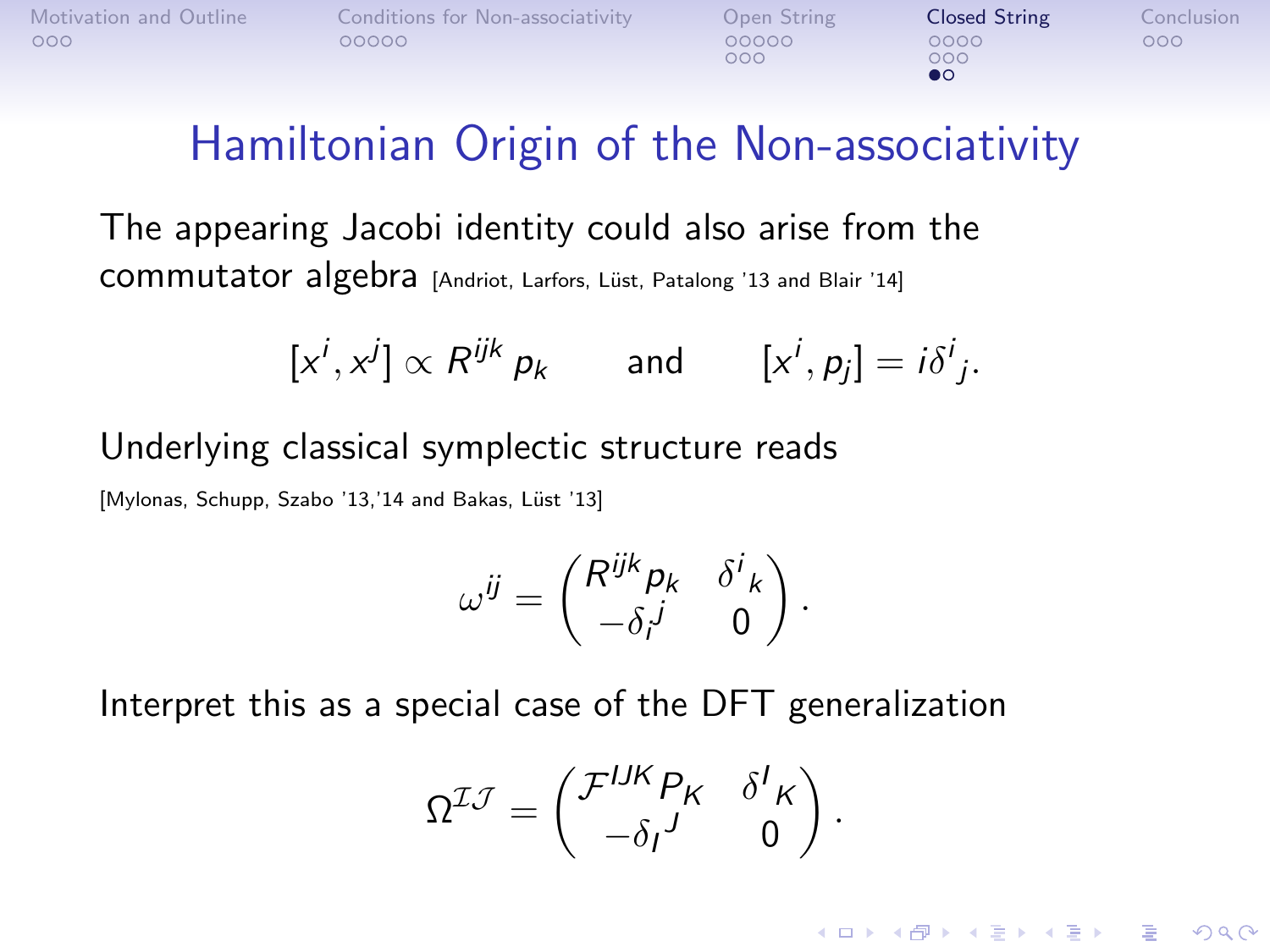# Hamiltonian Origin of the Non-associativity

The appearing Jacobi identity could also arise from the commutator algebra [Andriot, Larfors, Lüst, Patalong '13 and Blair '14]

$$[x^i, x^j] \propto R^{ijk}\, p_k \qquad \text{and} \qquad [x^i, p_j] = i\delta^i{}_j .$$

Underlying classical symplectic structure reads

[Mylonas, Schupp, Szabo '13,'14 and Bakas, Lüst '13]

$$\omega^{ij} = \begin{pmatrix} R^{ijk} p_k & \delta^i{}_k \\ -\delta_i{}^j & 0 \end{pmatrix} .$$

Interpret this as a special case of the DFT generalization

$$\Omega^{\mathcal{I}\mathcal{J}} = \begin{pmatrix} \mathcal{F}^{IJK} P_K & \delta^I{}_K \\ -\delta_I{}^J & 0 \end{pmatrix} .$$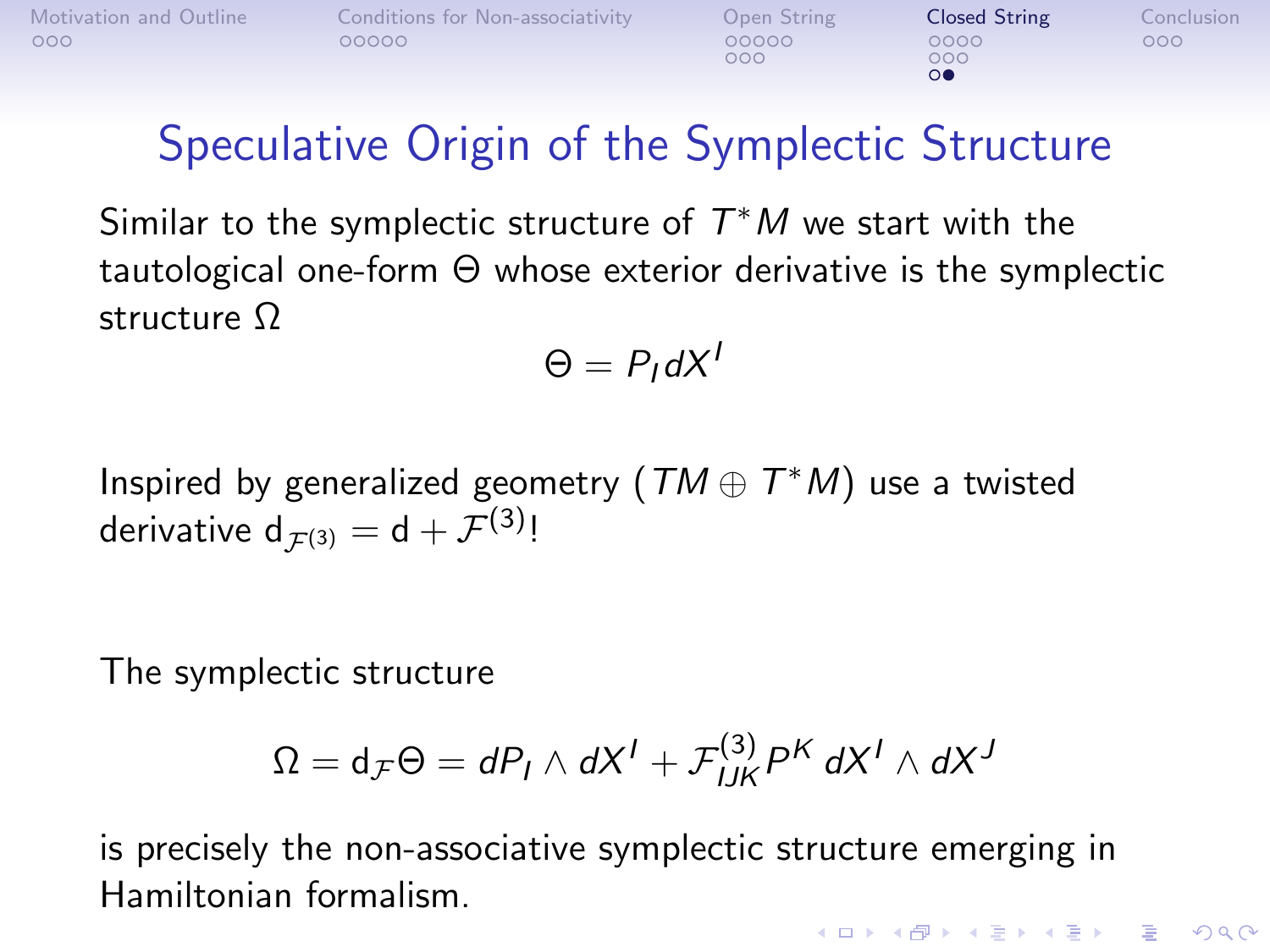# Speculative Origin of the Symplectic Structure

Similar to the symplectic structure of $T^*M$ we start with the tautological one-form $\Theta$ whose exterior derivative is the symplectic structure $\Omega$

$$\Theta = P_I dX^I$$

Inspired by generalized geometry ($TM \oplus T^*M$) use a twisted derivative $\mathrm{d}_{\mathcal{F}^{(3)}} = \mathrm{d} + \mathcal{F}^{(3)}$!

The symplectic structure

$$\Omega = \mathrm{d}_{\mathcal{F}}\Theta = dP_I \wedge dX^I + \mathcal{F}^{(3)}_{IJK} P^K \, dX^I \wedge dX^J$$

is precisely the non-associative symplectic structure emerging in Hamiltonian formalism.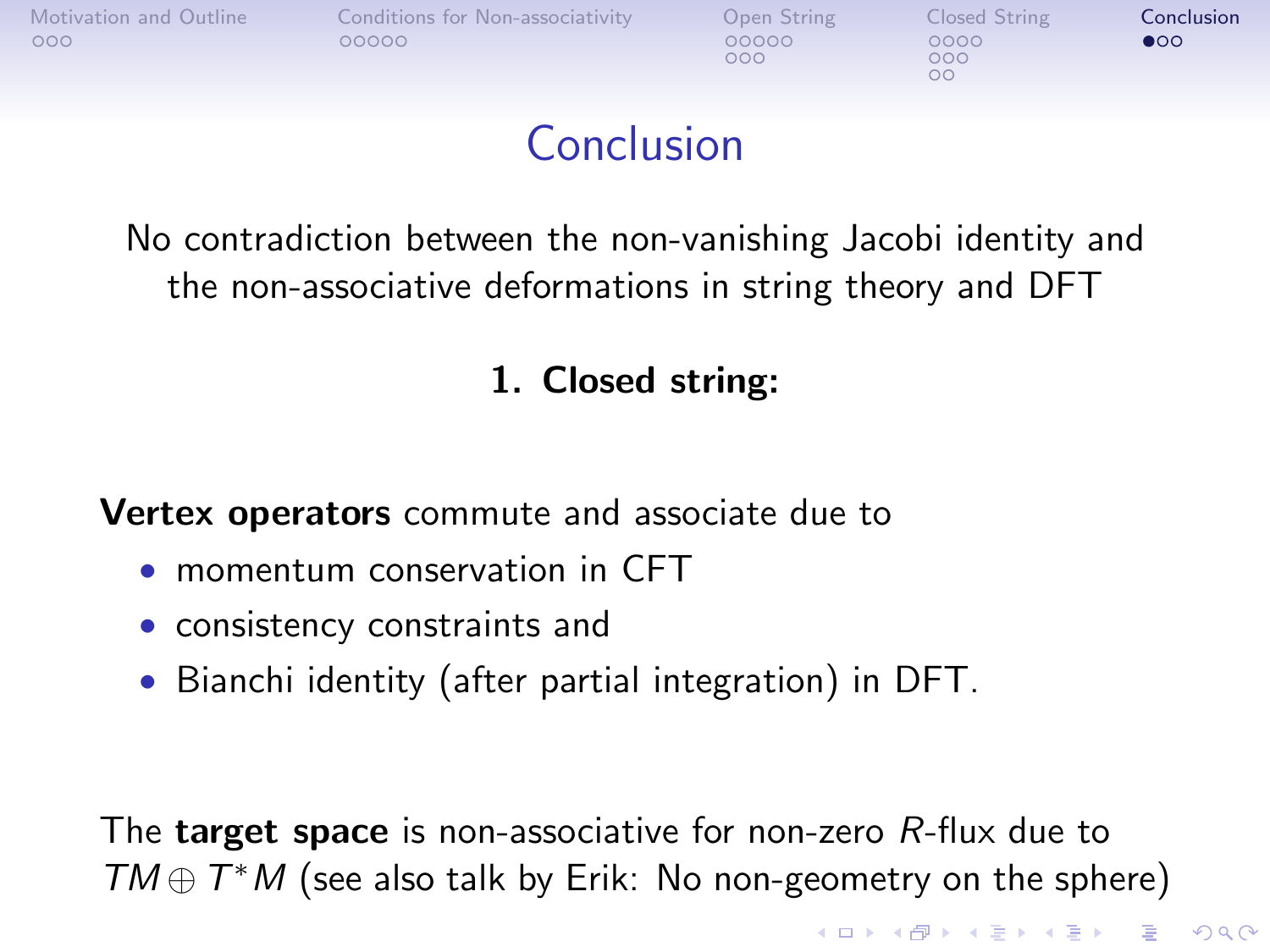# Conclusion

No contradiction between the non-vanishing Jacobi identity and the non-associative deformations in string theory and DFT

**1. Closed string:**

**Vertex operators** commute and associate due to

- momentum conservation in CFT
- consistency constraints and
- Bianchi identity (after partial integration) in DFT.

The **target space** is non-associative for non-zero $R$-flux due to $TM \oplus T^*M$ (see also talk by Erik: No non-geometry on the sphere)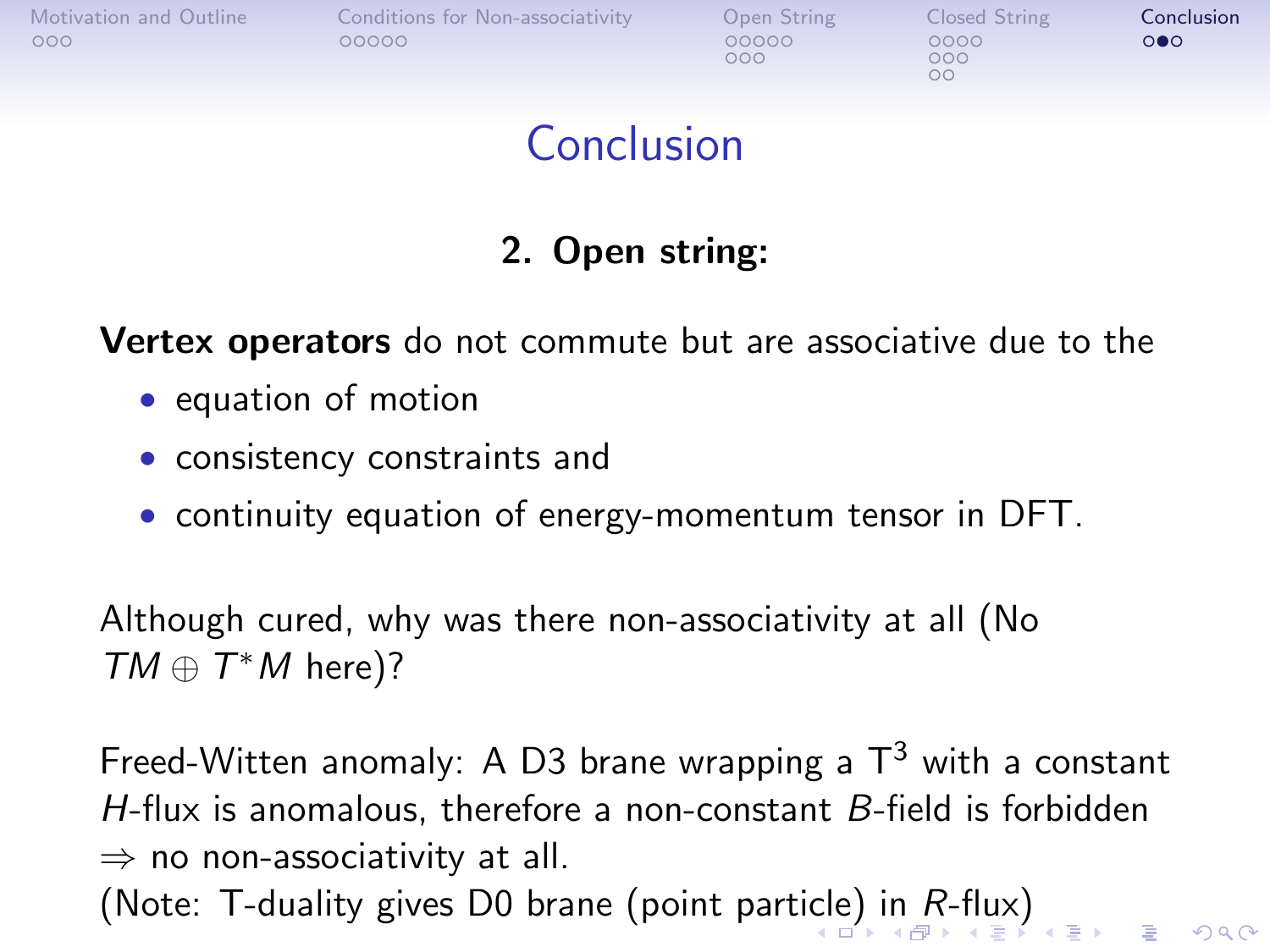# Conclusion

### 2. Open string:

**Vertex operators** do not commute but are associative due to the

- equation of motion
- consistency constraints and
- continuity equation of energy-momentum tensor in DFT.

Although cured, why was there non-associativity at all (No $TM \oplus T^*M$ here)?

Freed-Witten anomaly: A D3 brane wrapping a $\mathrm{T}^3$ with a constant $H$-flux is anomalous, therefore a non-constant $B$-field is forbidden $\Rightarrow$ no non-associativity at all.
(Note: T-duality gives D0 brane (point particle) in $R$-flux)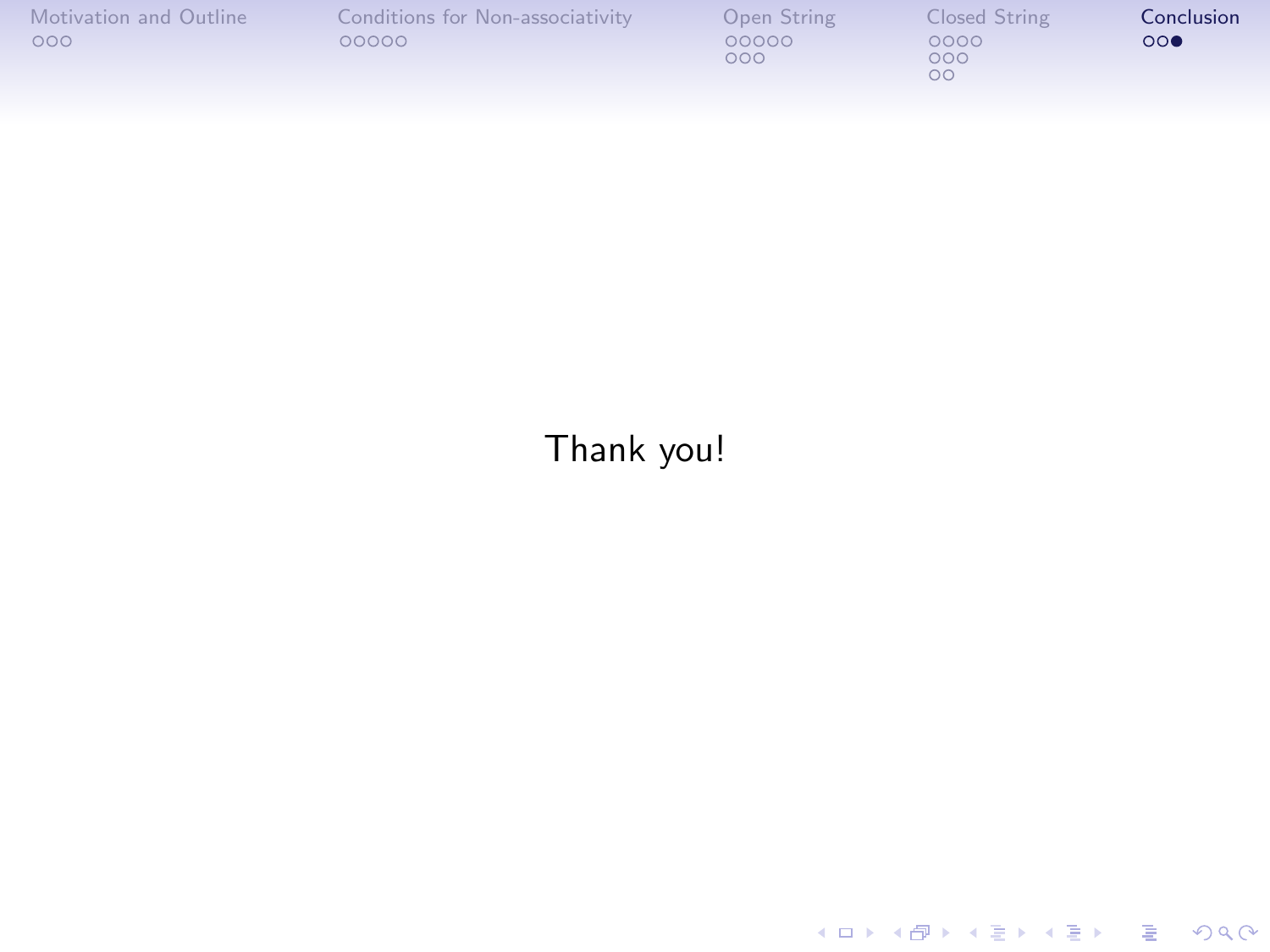Thank you!